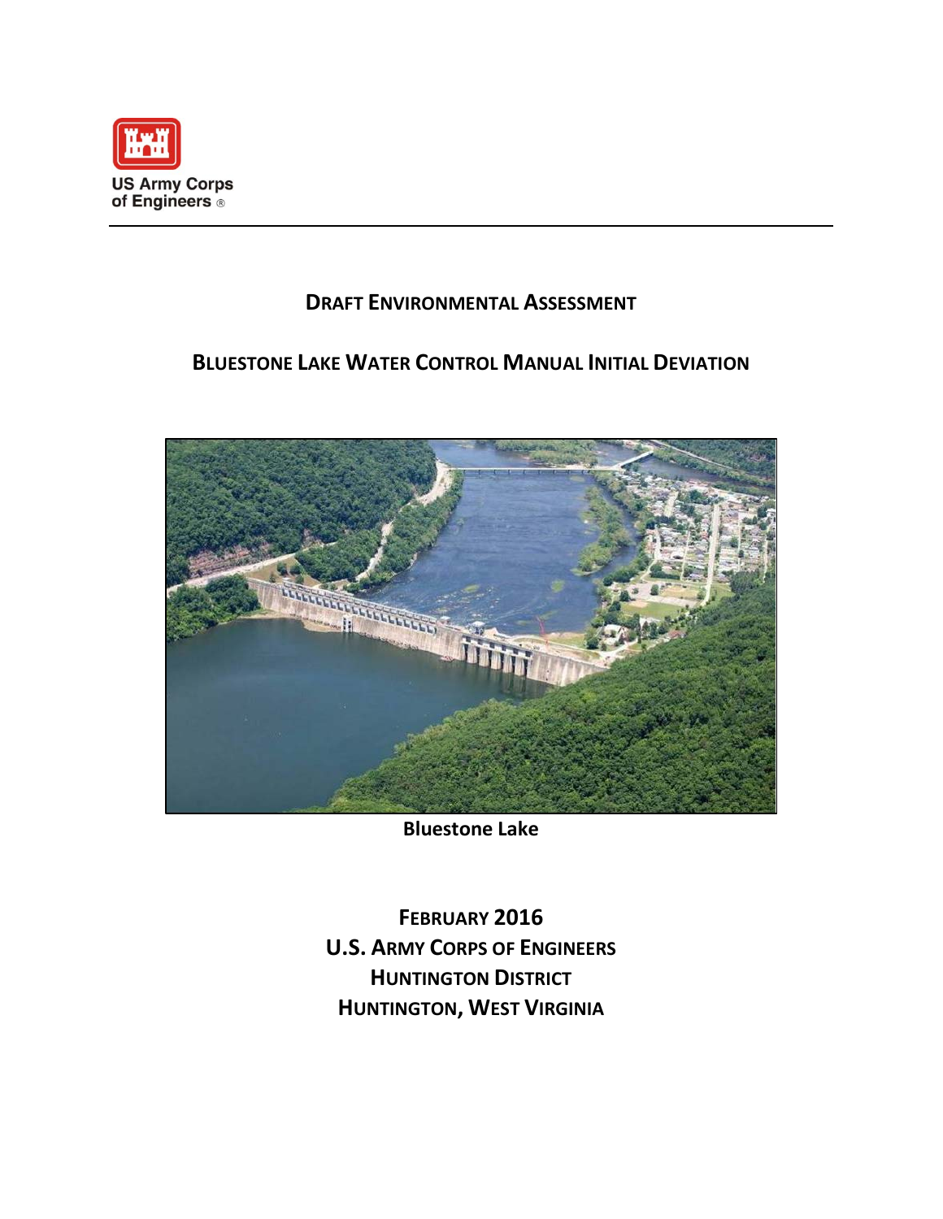US Army Corps of Engineers ®

# DRAFT ENVIRONMENTAL ASSESSMENT

## BLUESTONE LAKE WATER CONTROL MANUAL INITIAL DEVIATION

**Bluestone Lake**

**FEBRUARY 2016**
**U.S. ARMY CORPS OF ENGINEERS**
**HUNTINGTON DISTRICT**
**HUNTINGTON, WEST VIRGINIA**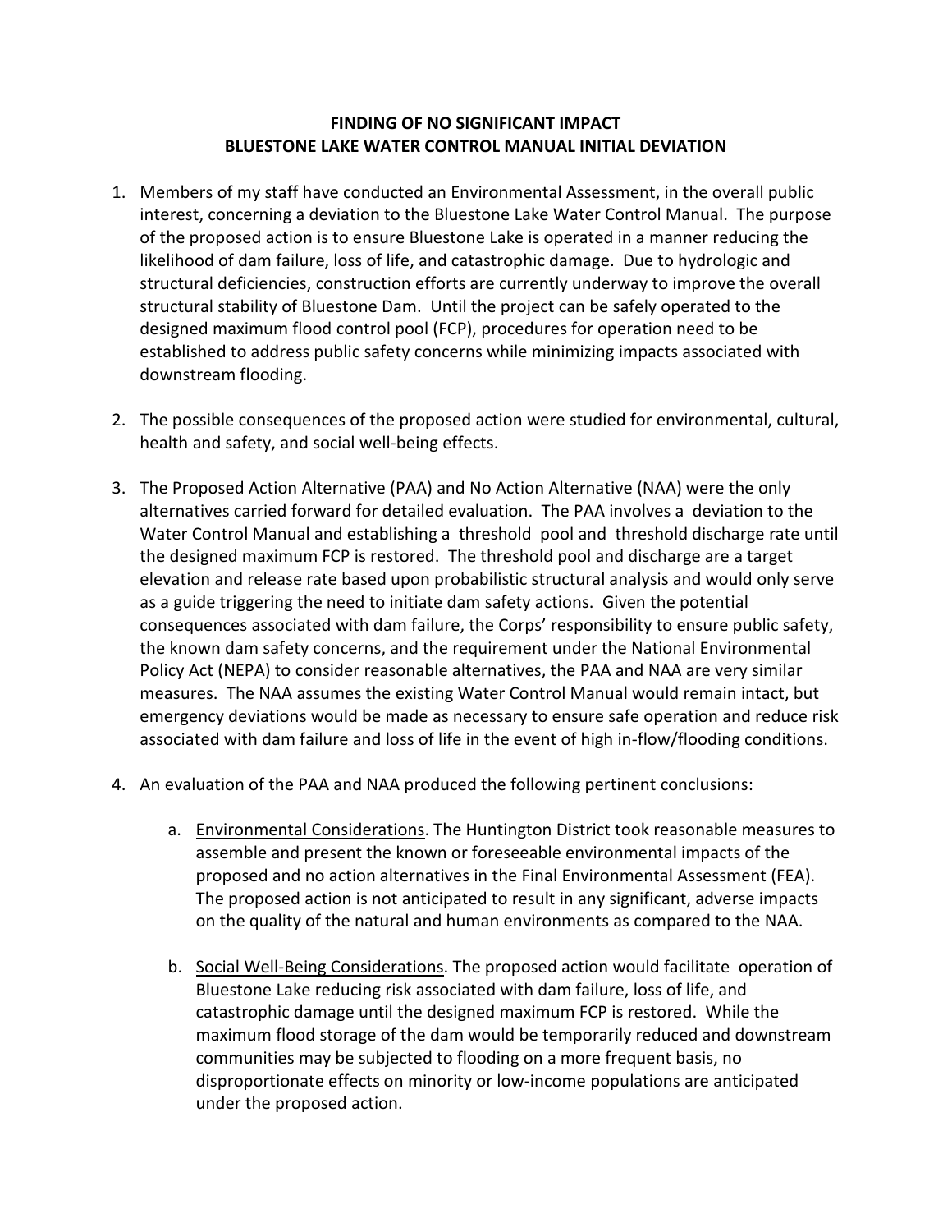**FINDING OF NO SIGNIFICANT IMPACT**
**BLUESTONE LAKE WATER CONTROL MANUAL INITIAL DEVIATION**

1. Members of my staff have conducted an Environmental Assessment, in the overall public interest, concerning a deviation to the Bluestone Lake Water Control Manual. The purpose of the proposed action is to ensure Bluestone Lake is operated in a manner reducing the likelihood of dam failure, loss of life, and catastrophic damage. Due to hydrologic and structural deficiencies, construction efforts are currently underway to improve the overall structural stability of Bluestone Dam. Until the project can be safely operated to the designed maximum flood control pool (FCP), procedures for operation need to be established to address public safety concerns while minimizing impacts associated with downstream flooding.

2. The possible consequences of the proposed action were studied for environmental, cultural, health and safety, and social well-being effects.

3. The Proposed Action Alternative (PAA) and No Action Alternative (NAA) were the only alternatives carried forward for detailed evaluation. The PAA involves a deviation to the Water Control Manual and establishing a threshold pool and threshold discharge rate until the designed maximum FCP is restored. The threshold pool and discharge are a target elevation and release rate based upon probabilistic structural analysis and would only serve as a guide triggering the need to initiate dam safety actions. Given the potential consequences associated with dam failure, the Corps' responsibility to ensure public safety, the known dam safety concerns, and the requirement under the National Environmental Policy Act (NEPA) to consider reasonable alternatives, the PAA and NAA are very similar measures. The NAA assumes the existing Water Control Manual would remain intact, but emergency deviations would be made as necessary to ensure safe operation and reduce risk associated with dam failure and loss of life in the event of high in-flow/flooding conditions.

4. An evaluation of the PAA and NAA produced the following pertinent conclusions:

    a. Environmental Considerations. The Huntington District took reasonable measures to assemble and present the known or foreseeable environmental impacts of the proposed and no action alternatives in the Final Environmental Assessment (FEA). The proposed action is not anticipated to result in any significant, adverse impacts on the quality of the natural and human environments as compared to the NAA.

    b. Social Well-Being Considerations. The proposed action would facilitate operation of Bluestone Lake reducing risk associated with dam failure, loss of life, and catastrophic damage until the designed maximum FCP is restored. While the maximum flood storage of the dam would be temporarily reduced and downstream communities may be subjected to flooding on a more frequent basis, no disproportionate effects on minority or low-income populations are anticipated under the proposed action.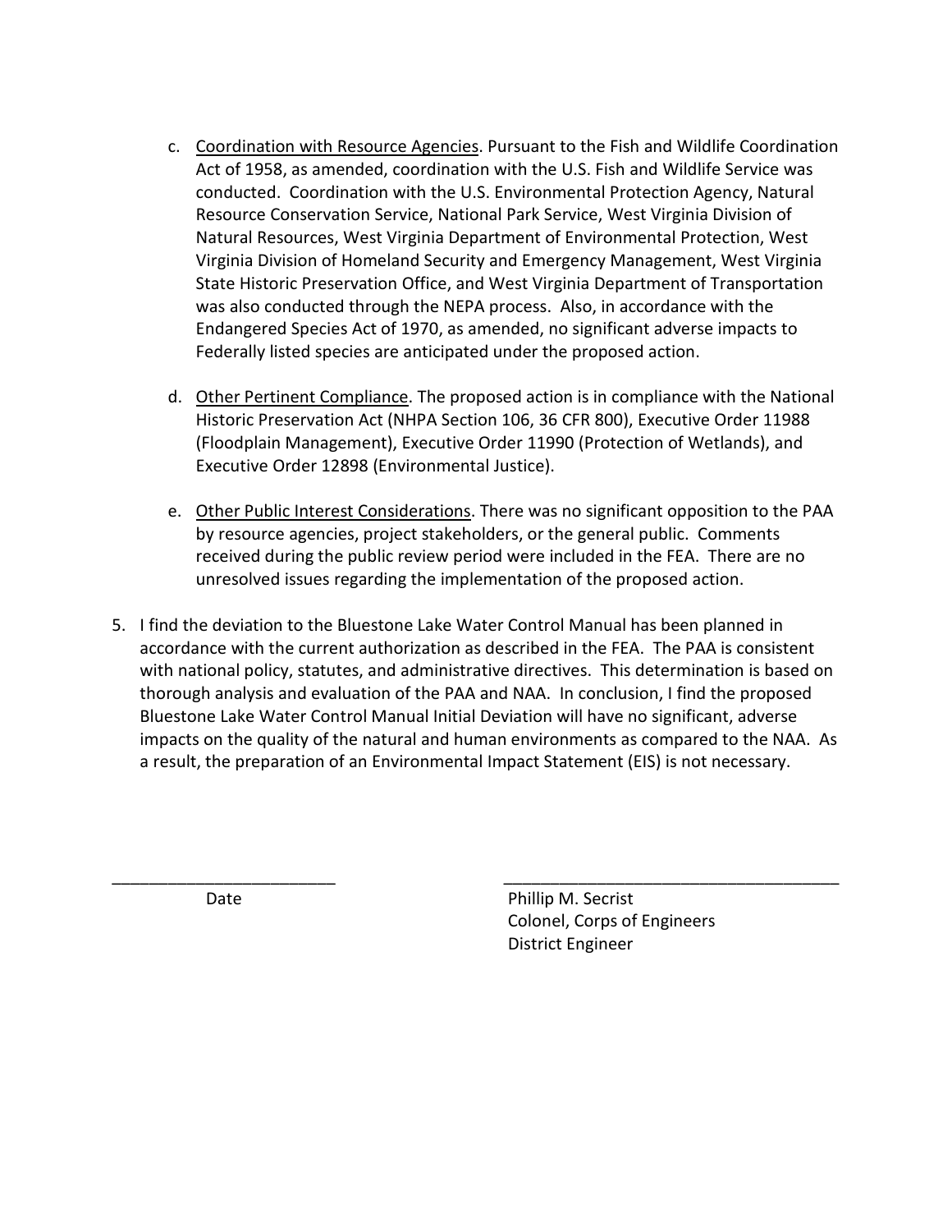c. Coordination with Resource Agencies. Pursuant to the Fish and Wildlife Coordination Act of 1958, as amended, coordination with the U.S. Fish and Wildlife Service was conducted. Coordination with the U.S. Environmental Protection Agency, Natural Resource Conservation Service, National Park Service, West Virginia Division of Natural Resources, West Virginia Department of Environmental Protection, West Virginia Division of Homeland Security and Emergency Management, West Virginia State Historic Preservation Office, and West Virginia Department of Transportation was also conducted through the NEPA process. Also, in accordance with the Endangered Species Act of 1970, as amended, no significant adverse impacts to Federally listed species are anticipated under the proposed action.

d. Other Pertinent Compliance. The proposed action is in compliance with the National Historic Preservation Act (NHPA Section 106, 36 CFR 800), Executive Order 11988 (Floodplain Management), Executive Order 11990 (Protection of Wetlands), and Executive Order 12898 (Environmental Justice).

e. Other Public Interest Considerations. There was no significant opposition to the PAA by resource agencies, project stakeholders, or the general public. Comments received during the public review period were included in the FEA. There are no unresolved issues regarding the implementation of the proposed action.

5. I find the deviation to the Bluestone Lake Water Control Manual has been planned in accordance with the current authorization as described in the FEA. The PAA is consistent with national policy, statutes, and administrative directives. This determination is based on thorough analysis and evaluation of the PAA and NAA. In conclusion, I find the proposed Bluestone Lake Water Control Manual Initial Deviation will have no significant, adverse impacts on the quality of the natural and human environments as compared to the NAA. As a result, the preparation of an Environmental Impact Statement (EIS) is not necessary.

\_\_\_\_\_\_\_\_\_\_\_\_\_\_\_\_\_\_\_\_\_\_\_\_  
Date

\_\_\_\_\_\_\_\_\_\_\_\_\_\_\_\_\_\_\_\_\_\_\_\_\_\_\_\_\_\_\_\_\_\_\_\_  
Phillip M. Secrist  
Colonel, Corps of Engineers  
District Engineer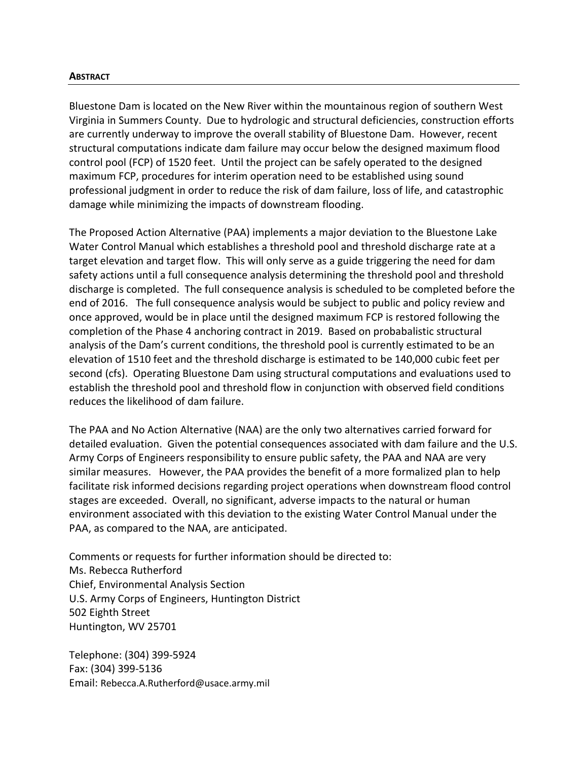## ABSTRACT

Bluestone Dam is located on the New River within the mountainous region of southern West Virginia in Summers County. Due to hydrologic and structural deficiencies, construction efforts are currently underway to improve the overall stability of Bluestone Dam. However, recent structural computations indicate dam failure may occur below the designed maximum flood control pool (FCP) of 1520 feet. Until the project can be safely operated to the designed maximum FCP, procedures for interim operation need to be established using sound professional judgment in order to reduce the risk of dam failure, loss of life, and catastrophic damage while minimizing the impacts of downstream flooding.

The Proposed Action Alternative (PAA) implements a major deviation to the Bluestone Lake Water Control Manual which establishes a threshold pool and threshold discharge rate at a target elevation and target flow. This will only serve as a guide triggering the need for dam safety actions until a full consequence analysis determining the threshold pool and threshold discharge is completed. The full consequence analysis is scheduled to be completed before the end of 2016. The full consequence analysis would be subject to public and policy review and once approved, would be in place until the designed maximum FCP is restored following the completion of the Phase 4 anchoring contract in 2019. Based on probabalistic structural analysis of the Dam's current conditions, the threshold pool is currently estimated to be an elevation of 1510 feet and the threshold discharge is estimated to be 140,000 cubic feet per second (cfs). Operating Bluestone Dam using structural computations and evaluations used to establish the threshold pool and threshold flow in conjunction with observed field conditions reduces the likelihood of dam failure.

The PAA and No Action Alternative (NAA) are the only two alternatives carried forward for detailed evaluation. Given the potential consequences associated with dam failure and the U.S. Army Corps of Engineers responsibility to ensure public safety, the PAA and NAA are very similar measures. However, the PAA provides the benefit of a more formalized plan to help facilitate risk informed decisions regarding project operations when downstream flood control stages are exceeded. Overall, no significant, adverse impacts to the natural or human environment associated with this deviation to the existing Water Control Manual under the PAA, as compared to the NAA, are anticipated.

Comments or requests for further information should be directed to:
Ms. Rebecca Rutherford
Chief, Environmental Analysis Section
U.S. Army Corps of Engineers, Huntington District
502 Eighth Street
Huntington, WV 25701

Telephone: (304) 399-5924
Fax: (304) 399-5136
Email: Rebecca.A.Rutherford@usace.army.mil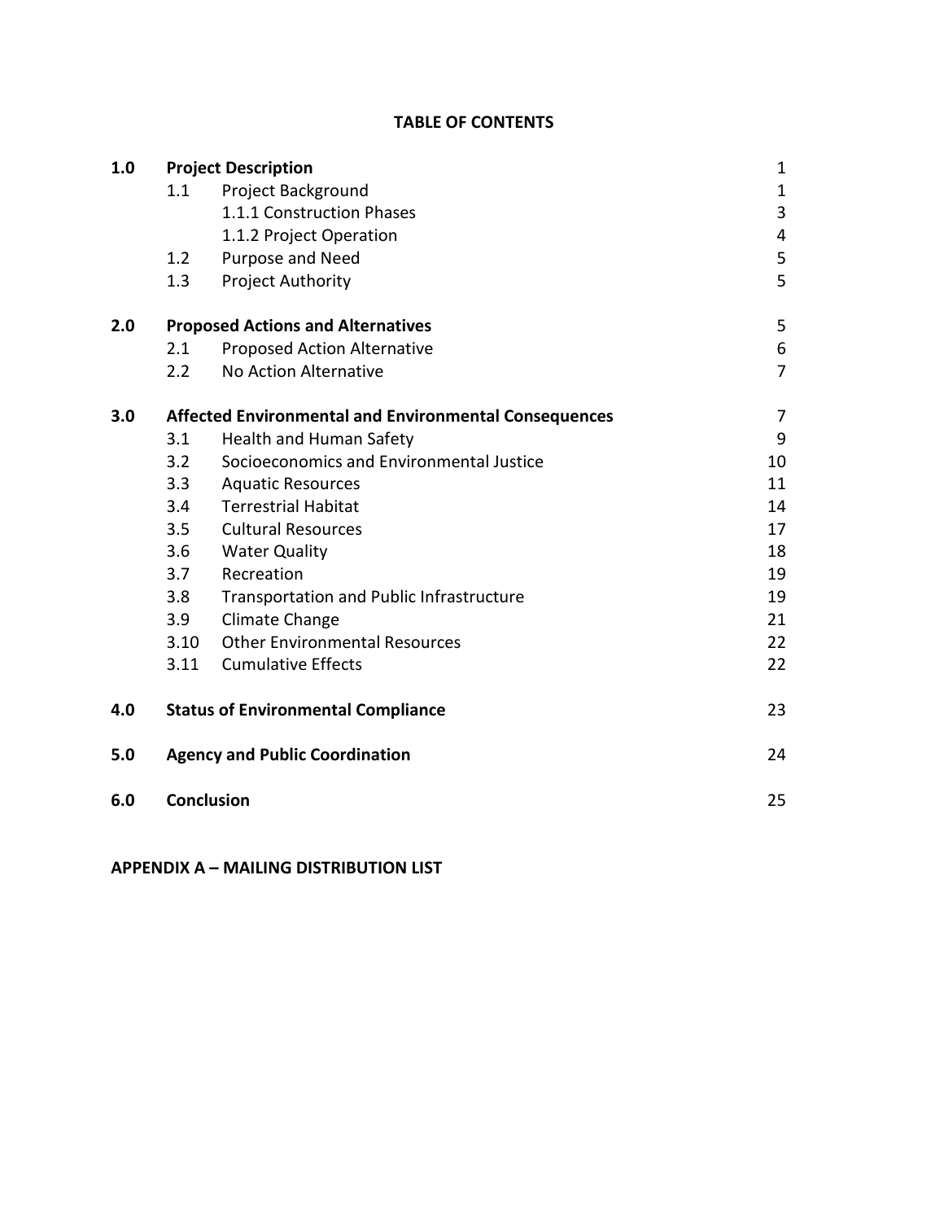# TABLE OF CONTENTS

| | | | |
|---|---|---|---|
| **1.0** | **Project Description** | | 1 |
| | 1.1 | Project Background | 1 |
| | | 1.1.1 Construction Phases | 3 |
| | | 1.1.2 Project Operation | 4 |
| | 1.2 | Purpose and Need | 5 |
| | 1.3 | Project Authority | 5 |
| **2.0** | **Proposed Actions and Alternatives** | | 5 |
| | 2.1 | Proposed Action Alternative | 6 |
| | 2.2 | No Action Alternative | 7 |
| **3.0** | **Affected Environmental and Environmental Consequences** | | 7 |
| | 3.1 | Health and Human Safety | 9 |
| | 3.2 | Socioeconomics and Environmental Justice | 10 |
| | 3.3 | Aquatic Resources | 11 |
| | 3.4 | Terrestrial Habitat | 14 |
| | 3.5 | Cultural Resources | 17 |
| | 3.6 | Water Quality | 18 |
| | 3.7 | Recreation | 19 |
| | 3.8 | Transportation and Public Infrastructure | 19 |
| | 3.9 | Climate Change | 21 |
| | 3.10 | Other Environmental Resources | 22 |
| | 3.11 | Cumulative Effects | 22 |
| **4.0** | **Status of Environmental Compliance** | | 23 |
| **5.0** | **Agency and Public Coordination** | | 24 |
| **6.0** | **Conclusion** | | 25 |

**APPENDIX A – MAILING DISTRIBUTION LIST**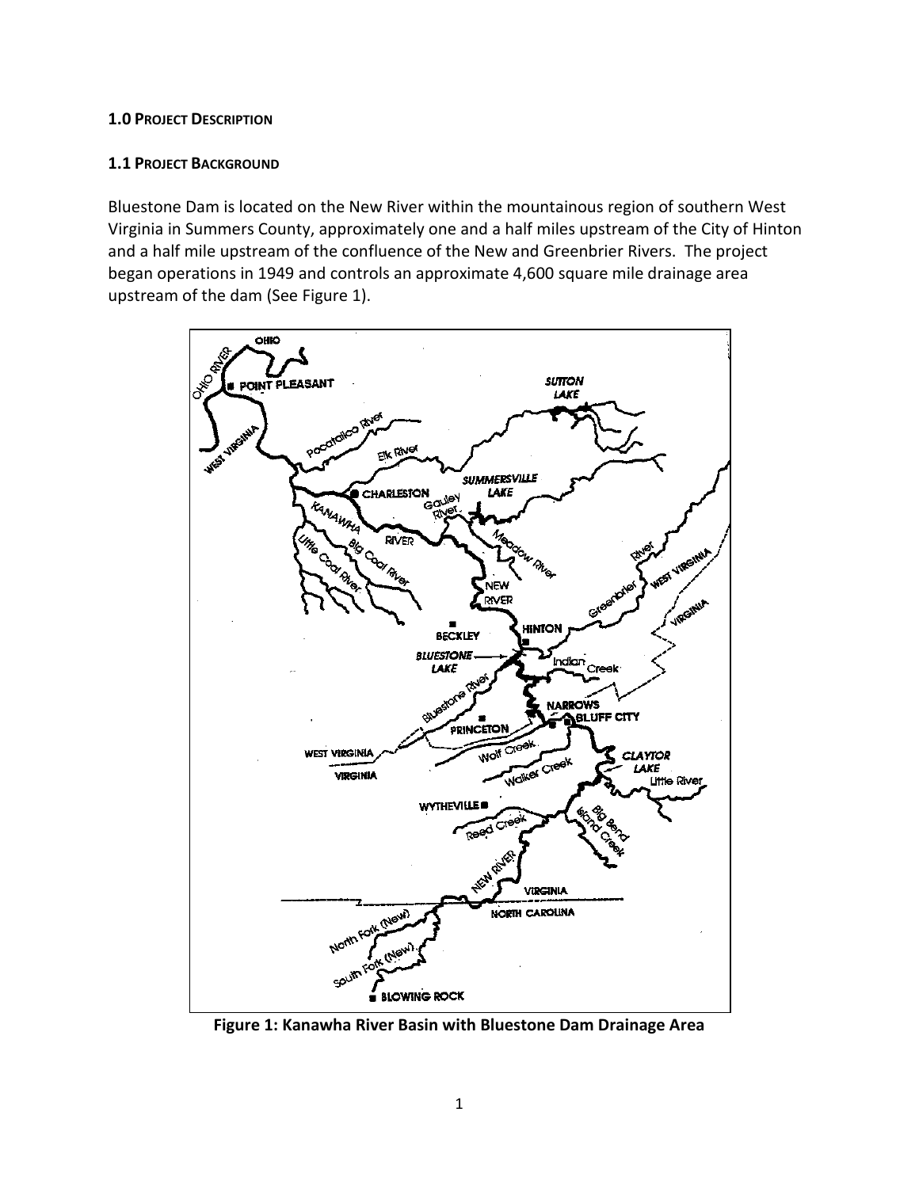## 1.0 Project Description

### 1.1 Project Background

Bluestone Dam is located on the New River within the mountainous region of southern West Virginia in Summers County, approximately one and a half miles upstream of the City of Hinton and a half mile upstream of the confluence of the New and Greenbrier Rivers. The project began operations in 1949 and controls an approximate 4,600 square mile drainage area upstream of the dam (See Figure 1).

**Figure 1: Kanawha River Basin with Bluestone Dam Drainage Area**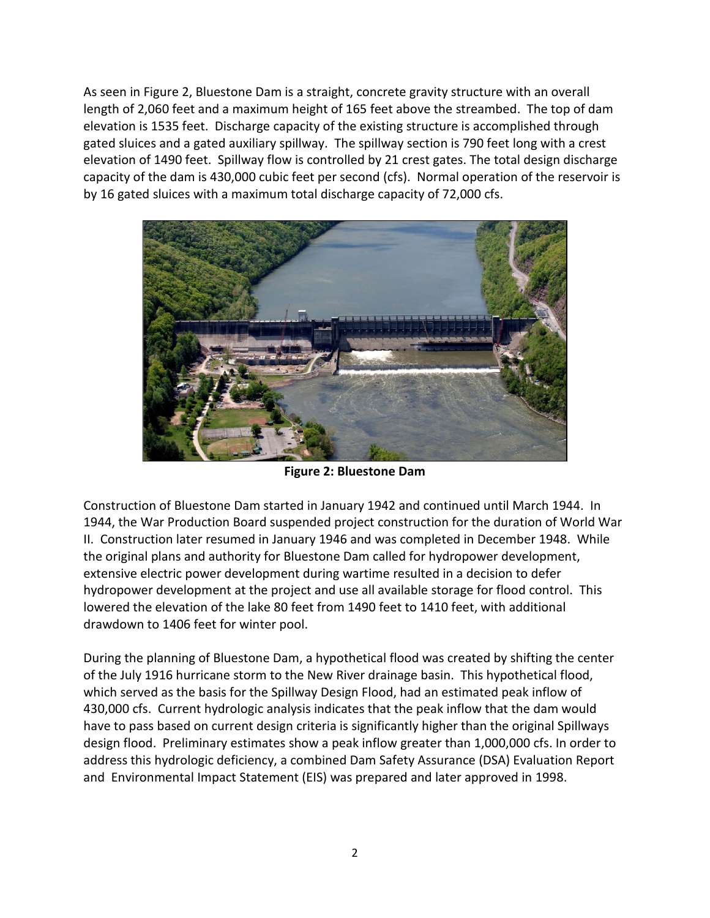As seen in Figure 2, Bluestone Dam is a straight, concrete gravity structure with an overall length of 2,060 feet and a maximum height of 165 feet above the streambed. The top of dam elevation is 1535 feet. Discharge capacity of the existing structure is accomplished through gated sluices and a gated auxiliary spillway. The spillway section is 790 feet long with a crest elevation of 1490 feet. Spillway flow is controlled by 21 crest gates. The total design discharge capacity of the dam is 430,000 cubic feet per second (cfs). Normal operation of the reservoir is by 16 gated sluices with a maximum total discharge capacity of 72,000 cfs.

**Figure 2: Bluestone Dam**

Construction of Bluestone Dam started in January 1942 and continued until March 1944. In 1944, the War Production Board suspended project construction for the duration of World War II. Construction later resumed in January 1946 and was completed in December 1948. While the original plans and authority for Bluestone Dam called for hydropower development, extensive electric power development during wartime resulted in a decision to defer hydropower development at the project and use all available storage for flood control. This lowered the elevation of the lake 80 feet from 1490 feet to 1410 feet, with additional drawdown to 1406 feet for winter pool.

During the planning of Bluestone Dam, a hypothetical flood was created by shifting the center of the July 1916 hurricane storm to the New River drainage basin. This hypothetical flood, which served as the basis for the Spillway Design Flood, had an estimated peak inflow of 430,000 cfs. Current hydrologic analysis indicates that the peak inflow that the dam would have to pass based on current design criteria is significantly higher than the original Spillways design flood. Preliminary estimates show a peak inflow greater than 1,000,000 cfs. In order to address this hydrologic deficiency, a combined Dam Safety Assurance (DSA) Evaluation Report and Environmental Impact Statement (EIS) was prepared and later approved in 1998.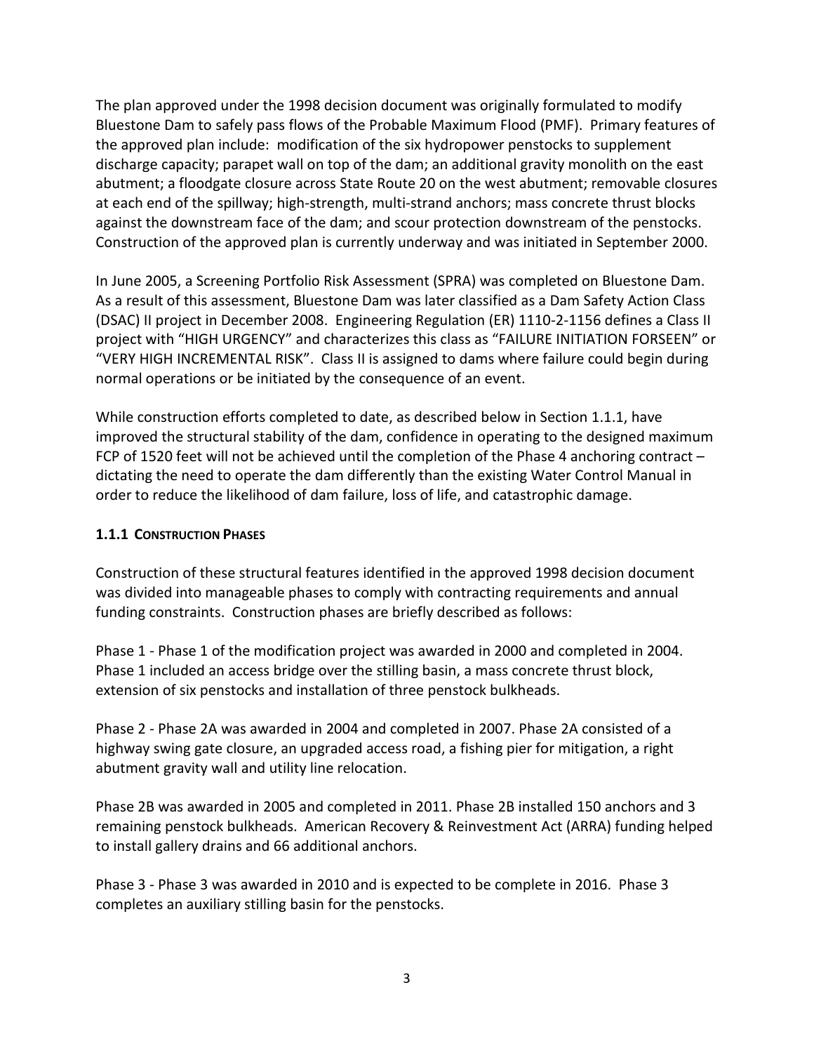The plan approved under the 1998 decision document was originally formulated to modify Bluestone Dam to safely pass flows of the Probable Maximum Flood (PMF). Primary features of the approved plan include: modification of the six hydropower penstocks to supplement discharge capacity; parapet wall on top of the dam; an additional gravity monolith on the east abutment; a floodgate closure across State Route 20 on the west abutment; removable closures at each end of the spillway; high-strength, multi-strand anchors; mass concrete thrust blocks against the downstream face of the dam; and scour protection downstream of the penstocks. Construction of the approved plan is currently underway and was initiated in September 2000.

In June 2005, a Screening Portfolio Risk Assessment (SPRA) was completed on Bluestone Dam. As a result of this assessment, Bluestone Dam was later classified as a Dam Safety Action Class (DSAC) II project in December 2008. Engineering Regulation (ER) 1110-2-1156 defines a Class II project with "HIGH URGENCY" and characterizes this class as "FAILURE INITIATION FORSEEN" or "VERY HIGH INCREMENTAL RISK". Class II is assigned to dams where failure could begin during normal operations or be initiated by the consequence of an event.

While construction efforts completed to date, as described below in Section 1.1.1, have improved the structural stability of the dam, confidence in operating to the designed maximum FCP of 1520 feet will not be achieved until the completion of the Phase 4 anchoring contract – dictating the need to operate the dam differently than the existing Water Control Manual in order to reduce the likelihood of dam failure, loss of life, and catastrophic damage.

### 1.1.1 CONSTRUCTION PHASES

Construction of these structural features identified in the approved 1998 decision document was divided into manageable phases to comply with contracting requirements and annual funding constraints. Construction phases are briefly described as follows:

Phase 1 - Phase 1 of the modification project was awarded in 2000 and completed in 2004. Phase 1 included an access bridge over the stilling basin, a mass concrete thrust block, extension of six penstocks and installation of three penstock bulkheads.

Phase 2 - Phase 2A was awarded in 2004 and completed in 2007. Phase 2A consisted of a highway swing gate closure, an upgraded access road, a fishing pier for mitigation, a right abutment gravity wall and utility line relocation.

Phase 2B was awarded in 2005 and completed in 2011. Phase 2B installed 150 anchors and 3 remaining penstock bulkheads. American Recovery & Reinvestment Act (ARRA) funding helped to install gallery drains and 66 additional anchors.

Phase 3 - Phase 3 was awarded in 2010 and is expected to be complete in 2016. Phase 3 completes an auxiliary stilling basin for the penstocks.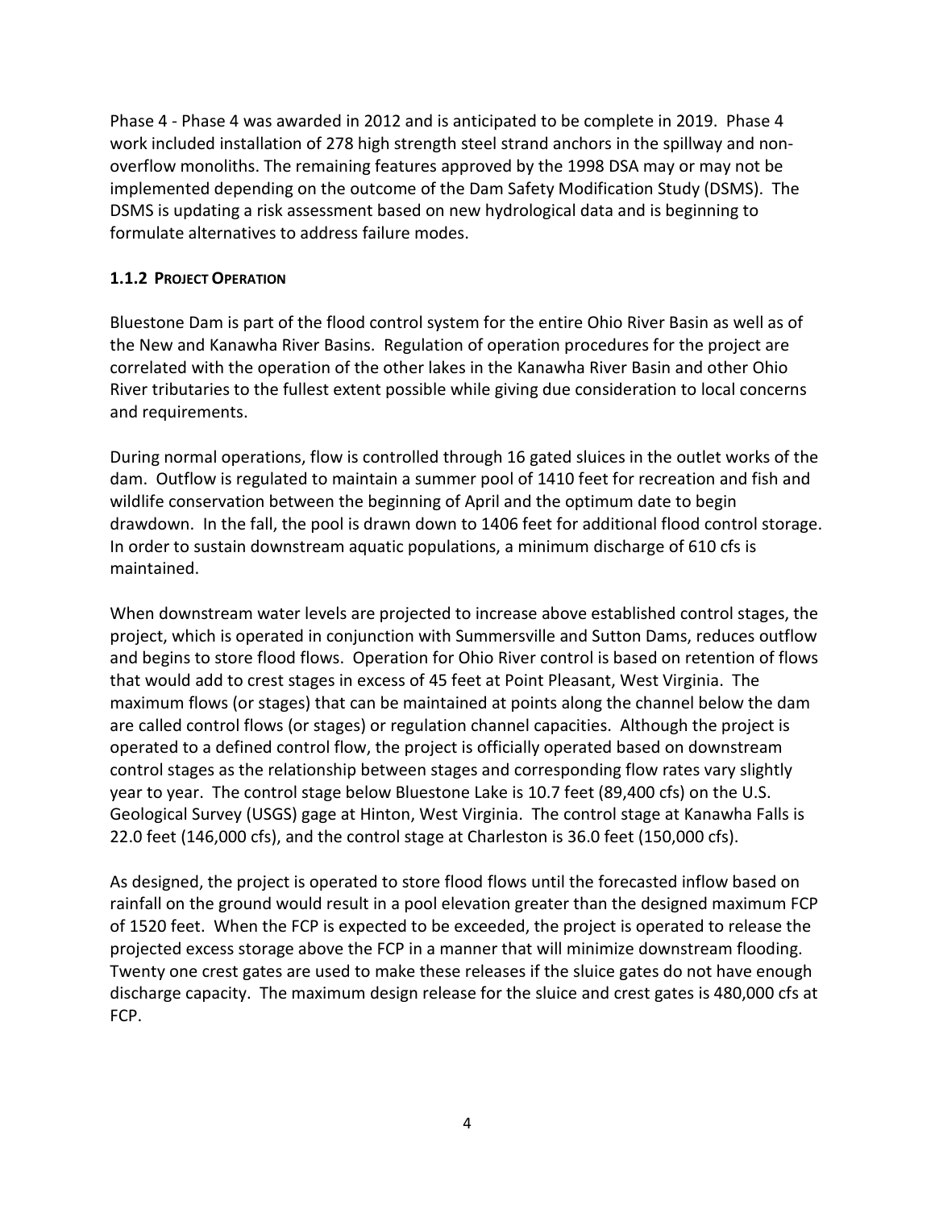Phase 4 - Phase 4 was awarded in 2012 and is anticipated to be complete in 2019. Phase 4 work included installation of 278 high strength steel strand anchors in the spillway and non-overflow monoliths. The remaining features approved by the 1998 DSA may or may not be implemented depending on the outcome of the Dam Safety Modification Study (DSMS). The DSMS is updating a risk assessment based on new hydrological data and is beginning to formulate alternatives to address failure modes.

### 1.1.2 PROJECT OPERATION

Bluestone Dam is part of the flood control system for the entire Ohio River Basin as well as of the New and Kanawha River Basins. Regulation of operation procedures for the project are correlated with the operation of the other lakes in the Kanawha River Basin and other Ohio River tributaries to the fullest extent possible while giving due consideration to local concerns and requirements.

During normal operations, flow is controlled through 16 gated sluices in the outlet works of the dam. Outflow is regulated to maintain a summer pool of 1410 feet for recreation and fish and wildlife conservation between the beginning of April and the optimum date to begin drawdown. In the fall, the pool is drawn down to 1406 feet for additional flood control storage. In order to sustain downstream aquatic populations, a minimum discharge of 610 cfs is maintained.

When downstream water levels are projected to increase above established control stages, the project, which is operated in conjunction with Summersville and Sutton Dams, reduces outflow and begins to store flood flows. Operation for Ohio River control is based on retention of flows that would add to crest stages in excess of 45 feet at Point Pleasant, West Virginia. The maximum flows (or stages) that can be maintained at points along the channel below the dam are called control flows (or stages) or regulation channel capacities. Although the project is operated to a defined control flow, the project is officially operated based on downstream control stages as the relationship between stages and corresponding flow rates vary slightly year to year. The control stage below Bluestone Lake is 10.7 feet (89,400 cfs) on the U.S. Geological Survey (USGS) gage at Hinton, West Virginia. The control stage at Kanawha Falls is 22.0 feet (146,000 cfs), and the control stage at Charleston is 36.0 feet (150,000 cfs).

As designed, the project is operated to store flood flows until the forecasted inflow based on rainfall on the ground would result in a pool elevation greater than the designed maximum FCP of 1520 feet. When the FCP is expected to be exceeded, the project is operated to release the projected excess storage above the FCP in a manner that will minimize downstream flooding. Twenty one crest gates are used to make these releases if the sluice gates do not have enough discharge capacity. The maximum design release for the sluice and crest gates is 480,000 cfs at FCP.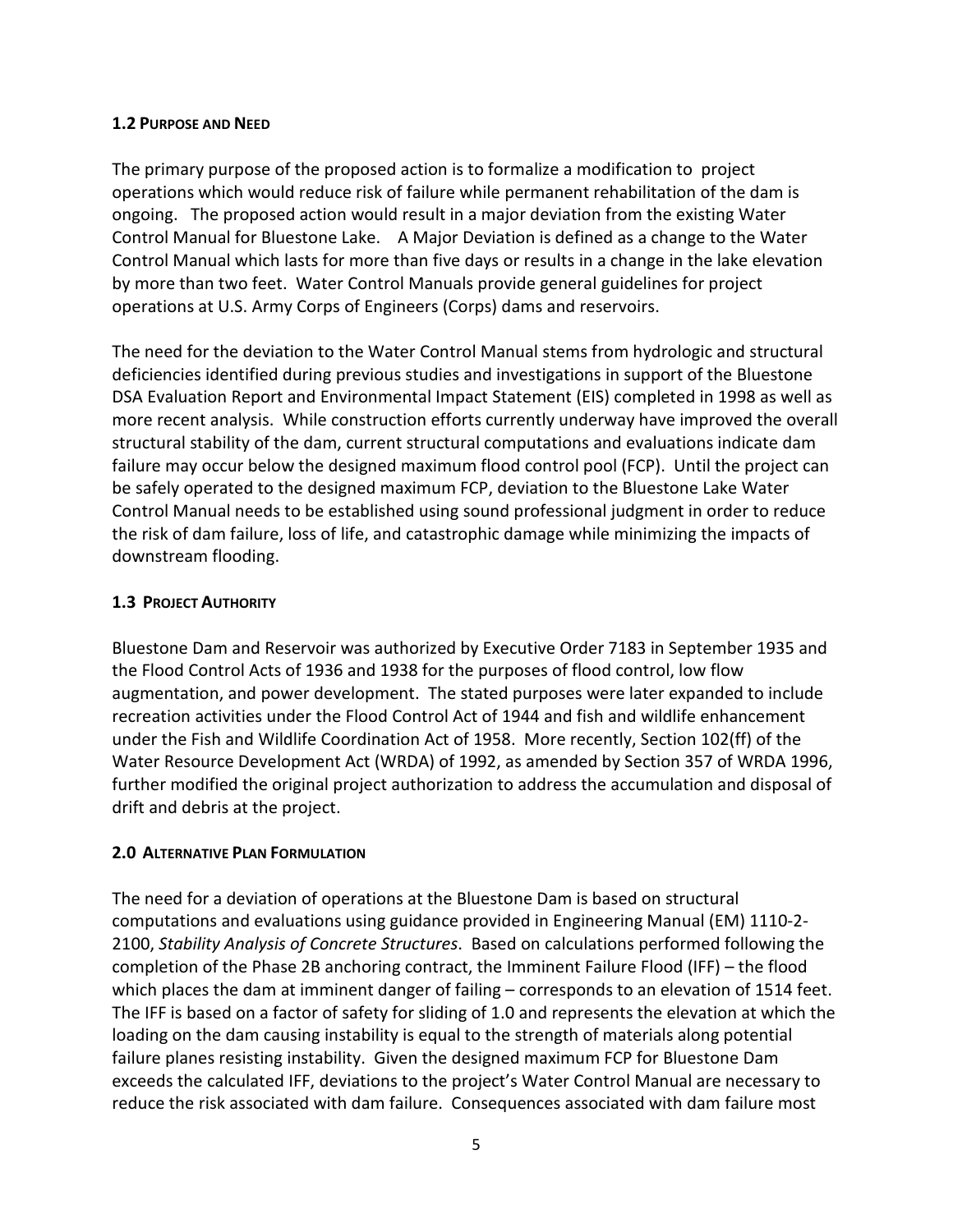### 1.2 Purpose and Need

The primary purpose of the proposed action is to formalize a modification to project operations which would reduce risk of failure while permanent rehabilitation of the dam is ongoing. The proposed action would result in a major deviation from the existing Water Control Manual for Bluestone Lake. A Major Deviation is defined as a change to the Water Control Manual which lasts for more than five days or results in a change in the lake elevation by more than two feet. Water Control Manuals provide general guidelines for project operations at U.S. Army Corps of Engineers (Corps) dams and reservoirs.

The need for the deviation to the Water Control Manual stems from hydrologic and structural deficiencies identified during previous studies and investigations in support of the Bluestone DSA Evaluation Report and Environmental Impact Statement (EIS) completed in 1998 as well as more recent analysis. While construction efforts currently underway have improved the overall structural stability of the dam, current structural computations and evaluations indicate dam failure may occur below the designed maximum flood control pool (FCP). Until the project can be safely operated to the designed maximum FCP, deviation to the Bluestone Lake Water Control Manual needs to be established using sound professional judgment in order to reduce the risk of dam failure, loss of life, and catastrophic damage while minimizing the impacts of downstream flooding.

### 1.3 Project Authority

Bluestone Dam and Reservoir was authorized by Executive Order 7183 in September 1935 and the Flood Control Acts of 1936 and 1938 for the purposes of flood control, low flow augmentation, and power development. The stated purposes were later expanded to include recreation activities under the Flood Control Act of 1944 and fish and wildlife enhancement under the Fish and Wildlife Coordination Act of 1958. More recently, Section 102(ff) of the Water Resource Development Act (WRDA) of 1992, as amended by Section 357 of WRDA 1996, further modified the original project authorization to address the accumulation and disposal of drift and debris at the project.

## 2.0 Alternative Plan Formulation

The need for a deviation of operations at the Bluestone Dam is based on structural computations and evaluations using guidance provided in Engineering Manual (EM) 1110-2-2100, *Stability Analysis of Concrete Structures*. Based on calculations performed following the completion of the Phase 2B anchoring contract, the Imminent Failure Flood (IFF) – the flood which places the dam at imminent danger of failing – corresponds to an elevation of 1514 feet. The IFF is based on a factor of safety for sliding of 1.0 and represents the elevation at which the loading on the dam causing instability is equal to the strength of materials along potential failure planes resisting instability. Given the designed maximum FCP for Bluestone Dam exceeds the calculated IFF, deviations to the project's Water Control Manual are necessary to reduce the risk associated with dam failure. Consequences associated with dam failure most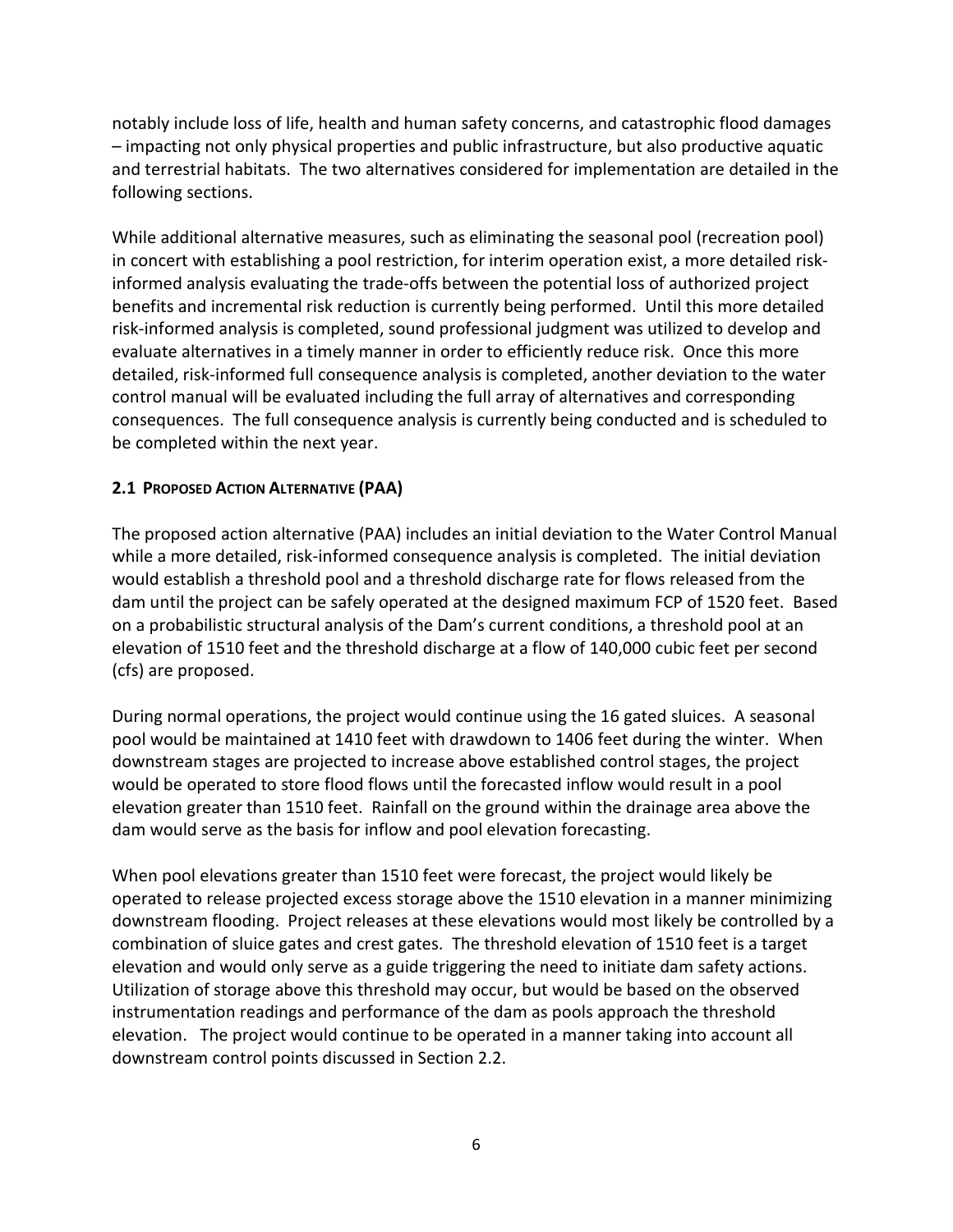notably include loss of life, health and human safety concerns, and catastrophic flood damages – impacting not only physical properties and public infrastructure, but also productive aquatic and terrestrial habitats. The two alternatives considered for implementation are detailed in the following sections.

While additional alternative measures, such as eliminating the seasonal pool (recreation pool) in concert with establishing a pool restriction, for interim operation exist, a more detailed risk-informed analysis evaluating the trade-offs between the potential loss of authorized project benefits and incremental risk reduction is currently being performed. Until this more detailed risk-informed analysis is completed, sound professional judgment was utilized to develop and evaluate alternatives in a timely manner in order to efficiently reduce risk. Once this more detailed, risk-informed full consequence analysis is completed, another deviation to the water control manual will be evaluated including the full array of alternatives and corresponding consequences. The full consequence analysis is currently being conducted and is scheduled to be completed within the next year.

### 2.1 Proposed Action Alternative (PAA)

The proposed action alternative (PAA) includes an initial deviation to the Water Control Manual while a more detailed, risk-informed consequence analysis is completed. The initial deviation would establish a threshold pool and a threshold discharge rate for flows released from the dam until the project can be safely operated at the designed maximum FCP of 1520 feet. Based on a probabilistic structural analysis of the Dam's current conditions, a threshold pool at an elevation of 1510 feet and the threshold discharge at a flow of 140,000 cubic feet per second (cfs) are proposed.

During normal operations, the project would continue using the 16 gated sluices. A seasonal pool would be maintained at 1410 feet with drawdown to 1406 feet during the winter. When downstream stages are projected to increase above established control stages, the project would be operated to store flood flows until the forecasted inflow would result in a pool elevation greater than 1510 feet. Rainfall on the ground within the drainage area above the dam would serve as the basis for inflow and pool elevation forecasting.

When pool elevations greater than 1510 feet were forecast, the project would likely be operated to release projected excess storage above the 1510 elevation in a manner minimizing downstream flooding. Project releases at these elevations would most likely be controlled by a combination of sluice gates and crest gates. The threshold elevation of 1510 feet is a target elevation and would only serve as a guide triggering the need to initiate dam safety actions. Utilization of storage above this threshold may occur, but would be based on the observed instrumentation readings and performance of the dam as pools approach the threshold elevation. The project would continue to be operated in a manner taking into account all downstream control points discussed in Section 2.2.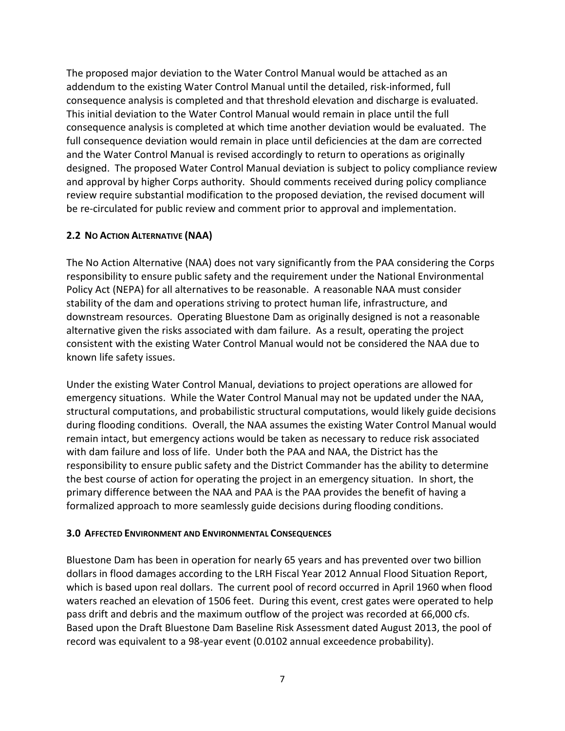The proposed major deviation to the Water Control Manual would be attached as an addendum to the existing Water Control Manual until the detailed, risk-informed, full consequence analysis is completed and that threshold elevation and discharge is evaluated. This initial deviation to the Water Control Manual would remain in place until the full consequence analysis is completed at which time another deviation would be evaluated. The full consequence deviation would remain in place until deficiencies at the dam are corrected and the Water Control Manual is revised accordingly to return to operations as originally designed. The proposed Water Control Manual deviation is subject to policy compliance review and approval by higher Corps authority. Should comments received during policy compliance review require substantial modification to the proposed deviation, the revised document will be re-circulated for public review and comment prior to approval and implementation.

## 2.2 No Action Alternative (NAA)

The No Action Alternative (NAA) does not vary significantly from the PAA considering the Corps responsibility to ensure public safety and the requirement under the National Environmental Policy Act (NEPA) for all alternatives to be reasonable. A reasonable NAA must consider stability of the dam and operations striving to protect human life, infrastructure, and downstream resources. Operating Bluestone Dam as originally designed is not a reasonable alternative given the risks associated with dam failure. As a result, operating the project consistent with the existing Water Control Manual would not be considered the NAA due to known life safety issues.

Under the existing Water Control Manual, deviations to project operations are allowed for emergency situations. While the Water Control Manual may not be updated under the NAA, structural computations, and probabilistic structural computations, would likely guide decisions during flooding conditions. Overall, the NAA assumes the existing Water Control Manual would remain intact, but emergency actions would be taken as necessary to reduce risk associated with dam failure and loss of life. Under both the PAA and NAA, the District has the responsibility to ensure public safety and the District Commander has the ability to determine the best course of action for operating the project in an emergency situation. In short, the primary difference between the NAA and PAA is the PAA provides the benefit of having a formalized approach to more seamlessly guide decisions during flooding conditions.

## 3.0 Affected Environment and Environmental Consequences

Bluestone Dam has been in operation for nearly 65 years and has prevented over two billion dollars in flood damages according to the LRH Fiscal Year 2012 Annual Flood Situation Report, which is based upon real dollars. The current pool of record occurred in April 1960 when flood waters reached an elevation of 1506 feet. During this event, crest gates were operated to help pass drift and debris and the maximum outflow of the project was recorded at 66,000 cfs. Based upon the Draft Bluestone Dam Baseline Risk Assessment dated August 2013, the pool of record was equivalent to a 98-year event (0.0102 annual exceedence probability).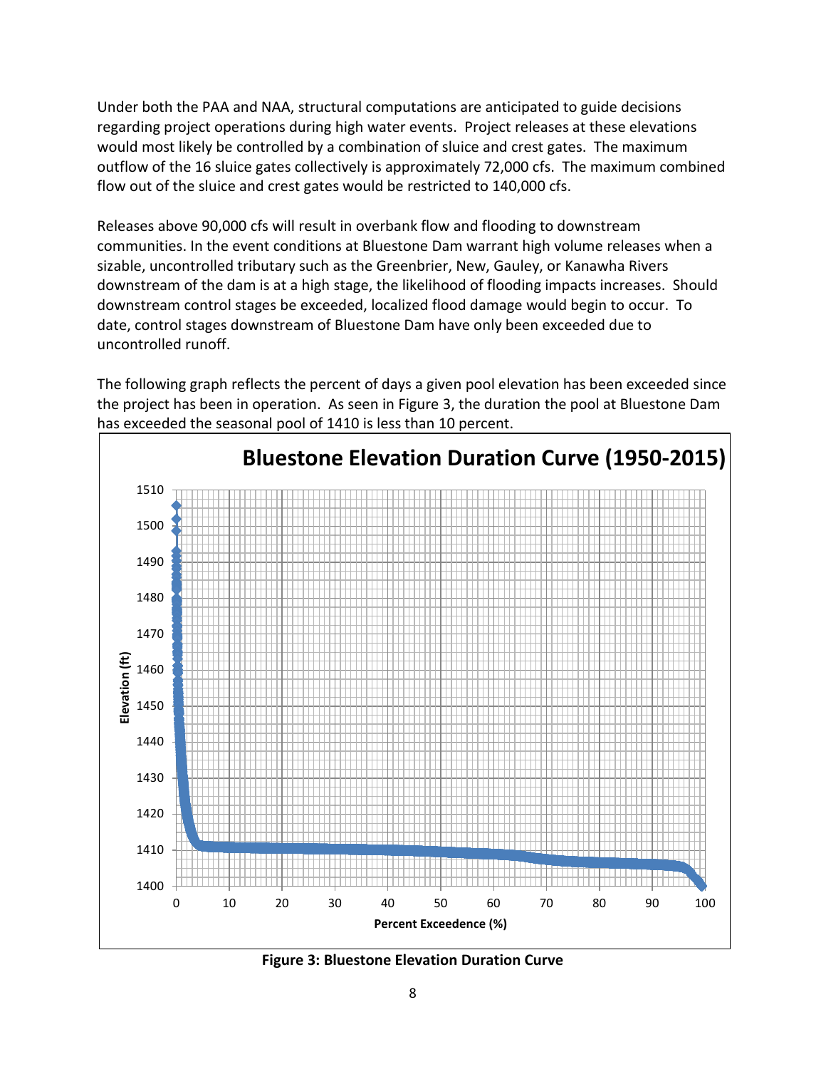Under both the PAA and NAA, structural computations are anticipated to guide decisions regarding project operations during high water events. Project releases at these elevations would most likely be controlled by a combination of sluice and crest gates. The maximum outflow of the 16 sluice gates collectively is approximately 72,000 cfs. The maximum combined flow out of the sluice and crest gates would be restricted to 140,000 cfs.

Releases above 90,000 cfs will result in overbank flow and flooding to downstream communities. In the event conditions at Bluestone Dam warrant high volume releases when a sizable, uncontrolled tributary such as the Greenbrier, New, Gauley, or Kanawha Rivers downstream of the dam is at a high stage, the likelihood of flooding impacts increases. Should downstream control stages be exceeded, localized flood damage would begin to occur. To date, control stages downstream of Bluestone Dam have only been exceeded due to uncontrolled runoff.

The following graph reflects the percent of days a given pool elevation has been exceeded since the project has been in operation. As seen in Figure 3, the duration the pool at Bluestone Dam has exceeded the seasonal pool of 1410 is less than 10 percent.

**Figure 3: Bluestone Elevation Duration Curve**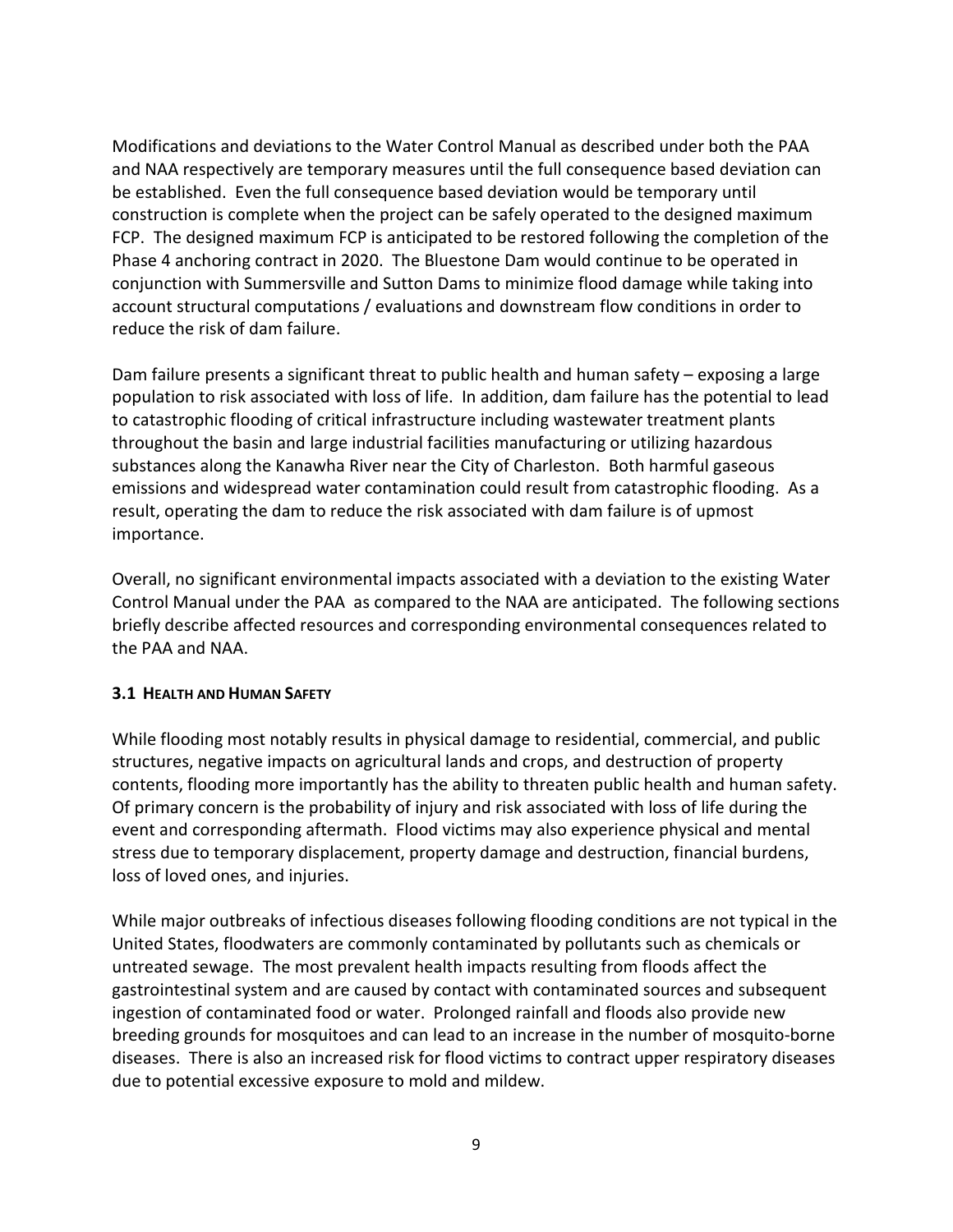Modifications and deviations to the Water Control Manual as described under both the PAA and NAA respectively are temporary measures until the full consequence based deviation can be established. Even the full consequence based deviation would be temporary until construction is complete when the project can be safely operated to the designed maximum FCP. The designed maximum FCP is anticipated to be restored following the completion of the Phase 4 anchoring contract in 2020. The Bluestone Dam would continue to be operated in conjunction with Summersville and Sutton Dams to minimize flood damage while taking into account structural computations / evaluations and downstream flow conditions in order to reduce the risk of dam failure.

Dam failure presents a significant threat to public health and human safety – exposing a large population to risk associated with loss of life. In addition, dam failure has the potential to lead to catastrophic flooding of critical infrastructure including wastewater treatment plants throughout the basin and large industrial facilities manufacturing or utilizing hazardous substances along the Kanawha River near the City of Charleston. Both harmful gaseous emissions and widespread water contamination could result from catastrophic flooding. As a result, operating the dam to reduce the risk associated with dam failure is of upmost importance.

Overall, no significant environmental impacts associated with a deviation to the existing Water Control Manual under the PAA as compared to the NAA are anticipated. The following sections briefly describe affected resources and corresponding environmental consequences related to the PAA and NAA.

### 3.1 Health and Human Safety

While flooding most notably results in physical damage to residential, commercial, and public structures, negative impacts on agricultural lands and crops, and destruction of property contents, flooding more importantly has the ability to threaten public health and human safety. Of primary concern is the probability of injury and risk associated with loss of life during the event and corresponding aftermath. Flood victims may also experience physical and mental stress due to temporary displacement, property damage and destruction, financial burdens, loss of loved ones, and injuries.

While major outbreaks of infectious diseases following flooding conditions are not typical in the United States, floodwaters are commonly contaminated by pollutants such as chemicals or untreated sewage. The most prevalent health impacts resulting from floods affect the gastrointestinal system and are caused by contact with contaminated sources and subsequent ingestion of contaminated food or water. Prolonged rainfall and floods also provide new breeding grounds for mosquitoes and can lead to an increase in the number of mosquito-borne diseases. There is also an increased risk for flood victims to contract upper respiratory diseases due to potential excessive exposure to mold and mildew.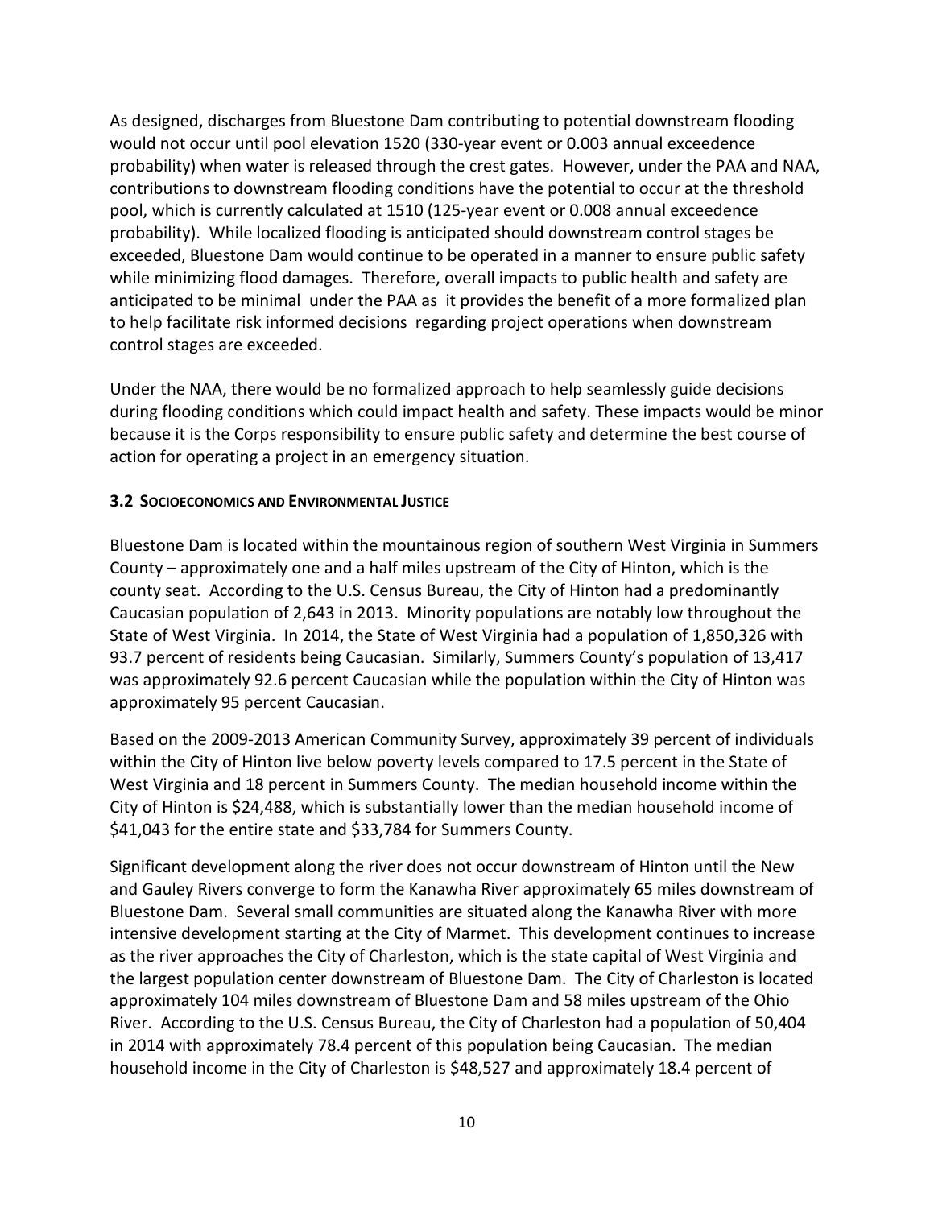As designed, discharges from Bluestone Dam contributing to potential downstream flooding would not occur until pool elevation 1520 (330-year event or 0.003 annual exceedence probability) when water is released through the crest gates. However, under the PAA and NAA, contributions to downstream flooding conditions have the potential to occur at the threshold pool, which is currently calculated at 1510 (125-year event or 0.008 annual exceedence probability). While localized flooding is anticipated should downstream control stages be exceeded, Bluestone Dam would continue to be operated in a manner to ensure public safety while minimizing flood damages. Therefore, overall impacts to public health and safety are anticipated to be minimal under the PAA as it provides the benefit of a more formalized plan to help facilitate risk informed decisions regarding project operations when downstream control stages are exceeded.

Under the NAA, there would be no formalized approach to help seamlessly guide decisions during flooding conditions which could impact health and safety. These impacts would be minor because it is the Corps responsibility to ensure public safety and determine the best course of action for operating a project in an emergency situation.

### 3.2 Socioeconomics and Environmental Justice

Bluestone Dam is located within the mountainous region of southern West Virginia in Summers County – approximately one and a half miles upstream of the City of Hinton, which is the county seat. According to the U.S. Census Bureau, the City of Hinton had a predominantly Caucasian population of 2,643 in 2013. Minority populations are notably low throughout the State of West Virginia. In 2014, the State of West Virginia had a population of 1,850,326 with 93.7 percent of residents being Caucasian. Similarly, Summers County's population of 13,417 was approximately 92.6 percent Caucasian while the population within the City of Hinton was approximately 95 percent Caucasian.

Based on the 2009-2013 American Community Survey, approximately 39 percent of individuals within the City of Hinton live below poverty levels compared to 17.5 percent in the State of West Virginia and 18 percent in Summers County. The median household income within the City of Hinton is $24,488, which is substantially lower than the median household income of $41,043 for the entire state and $33,784 for Summers County.

Significant development along the river does not occur downstream of Hinton until the New and Gauley Rivers converge to form the Kanawha River approximately 65 miles downstream of Bluestone Dam. Several small communities are situated along the Kanawha River with more intensive development starting at the City of Marmet. This development continues to increase as the river approaches the City of Charleston, which is the state capital of West Virginia and the largest population center downstream of Bluestone Dam. The City of Charleston is located approximately 104 miles downstream of Bluestone Dam and 58 miles upstream of the Ohio River. According to the U.S. Census Bureau, the City of Charleston had a population of 50,404 in 2014 with approximately 78.4 percent of this population being Caucasian. The median household income in the City of Charleston is $48,527 and approximately 18.4 percent of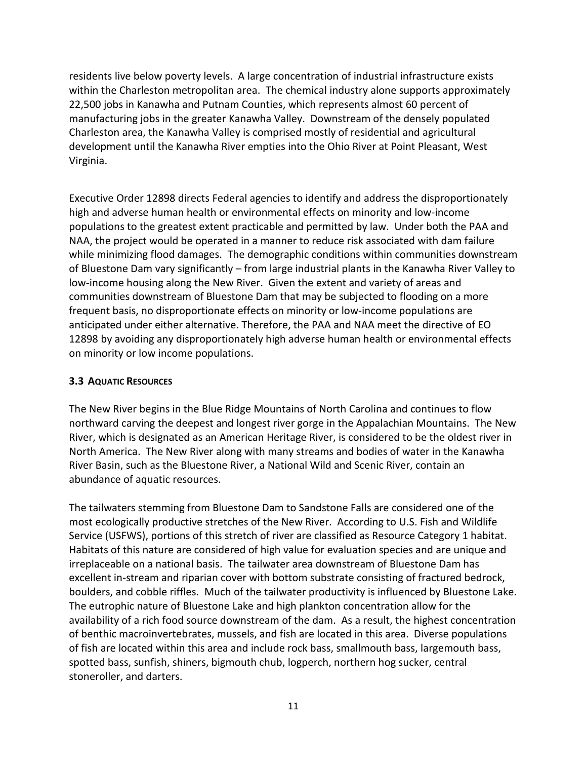residents live below poverty levels. A large concentration of industrial infrastructure exists within the Charleston metropolitan area. The chemical industry alone supports approximately 22,500 jobs in Kanawha and Putnam Counties, which represents almost 60 percent of manufacturing jobs in the greater Kanawha Valley. Downstream of the densely populated Charleston area, the Kanawha Valley is comprised mostly of residential and agricultural development until the Kanawha River empties into the Ohio River at Point Pleasant, West Virginia.

Executive Order 12898 directs Federal agencies to identify and address the disproportionately high and adverse human health or environmental effects on minority and low-income populations to the greatest extent practicable and permitted by law. Under both the PAA and NAA, the project would be operated in a manner to reduce risk associated with dam failure while minimizing flood damages. The demographic conditions within communities downstream of Bluestone Dam vary significantly – from large industrial plants in the Kanawha River Valley to low-income housing along the New River. Given the extent and variety of areas and communities downstream of Bluestone Dam that may be subjected to flooding on a more frequent basis, no disproportionate effects on minority or low-income populations are anticipated under either alternative. Therefore, the PAA and NAA meet the directive of EO 12898 by avoiding any disproportionately high adverse human health or environmental effects on minority or low income populations.

### 3.3 Aquatic Resources

The New River begins in the Blue Ridge Mountains of North Carolina and continues to flow northward carving the deepest and longest river gorge in the Appalachian Mountains. The New River, which is designated as an American Heritage River, is considered to be the oldest river in North America. The New River along with many streams and bodies of water in the Kanawha River Basin, such as the Bluestone River, a National Wild and Scenic River, contain an abundance of aquatic resources.

The tailwaters stemming from Bluestone Dam to Sandstone Falls are considered one of the most ecologically productive stretches of the New River. According to U.S. Fish and Wildlife Service (USFWS), portions of this stretch of river are classified as Resource Category 1 habitat. Habitats of this nature are considered of high value for evaluation species and are unique and irreplaceable on a national basis. The tailwater area downstream of Bluestone Dam has excellent in-stream and riparian cover with bottom substrate consisting of fractured bedrock, boulders, and cobble riffles. Much of the tailwater productivity is influenced by Bluestone Lake. The eutrophic nature of Bluestone Lake and high plankton concentration allow for the availability of a rich food source downstream of the dam. As a result, the highest concentration of benthic macroinvertebrates, mussels, and fish are located in this area. Diverse populations of fish are located within this area and include rock bass, smallmouth bass, largemouth bass, spotted bass, sunfish, shiners, bigmouth chub, logperch, northern hog sucker, central stoneroller, and darters.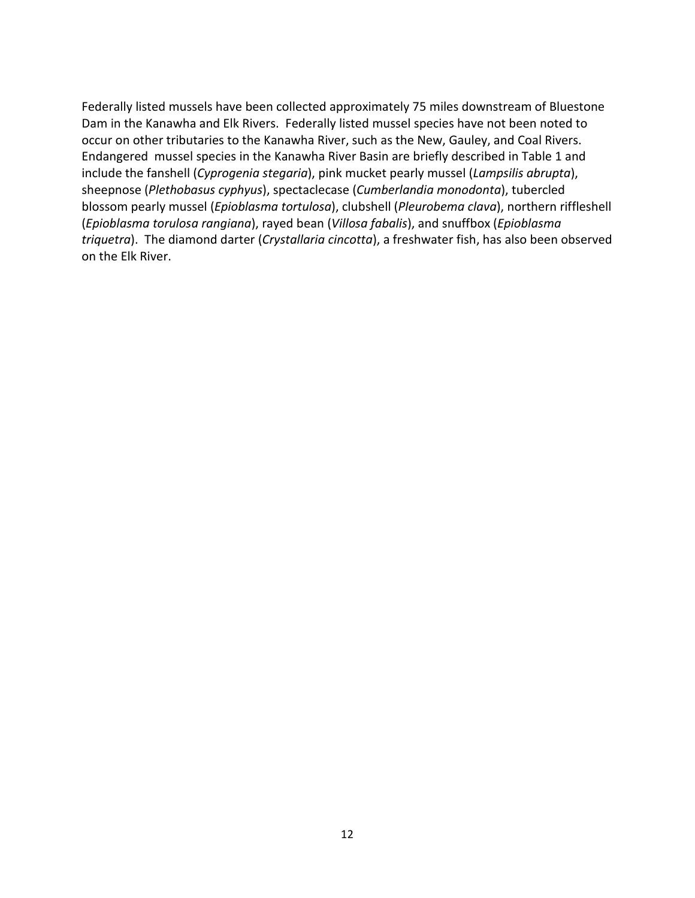Federally listed mussels have been collected approximately 75 miles downstream of Bluestone Dam in the Kanawha and Elk Rivers. Federally listed mussel species have not been noted to occur on other tributaries to the Kanawha River, such as the New, Gauley, and Coal Rivers. Endangered mussel species in the Kanawha River Basin are briefly described in Table 1 and include the fanshell (*Cyprogenia stegaria*), pink mucket pearly mussel (*Lampsilis abrupta*), sheepnose (*Plethobasus cyphyus*), spectaclecase (*Cumberlandia monodonta*), tubercled blossom pearly mussel (*Epioblasma tortulosa*), clubshell (*Pleurobema clava*), northern riffleshell (*Epioblasma torulosa rangiana*), rayed bean (*Villosa fabalis*), and snuffbox (*Epioblasma triquetra*). The diamond darter (*Crystallaria cincotta*), a freshwater fish, has also been observed on the Elk River.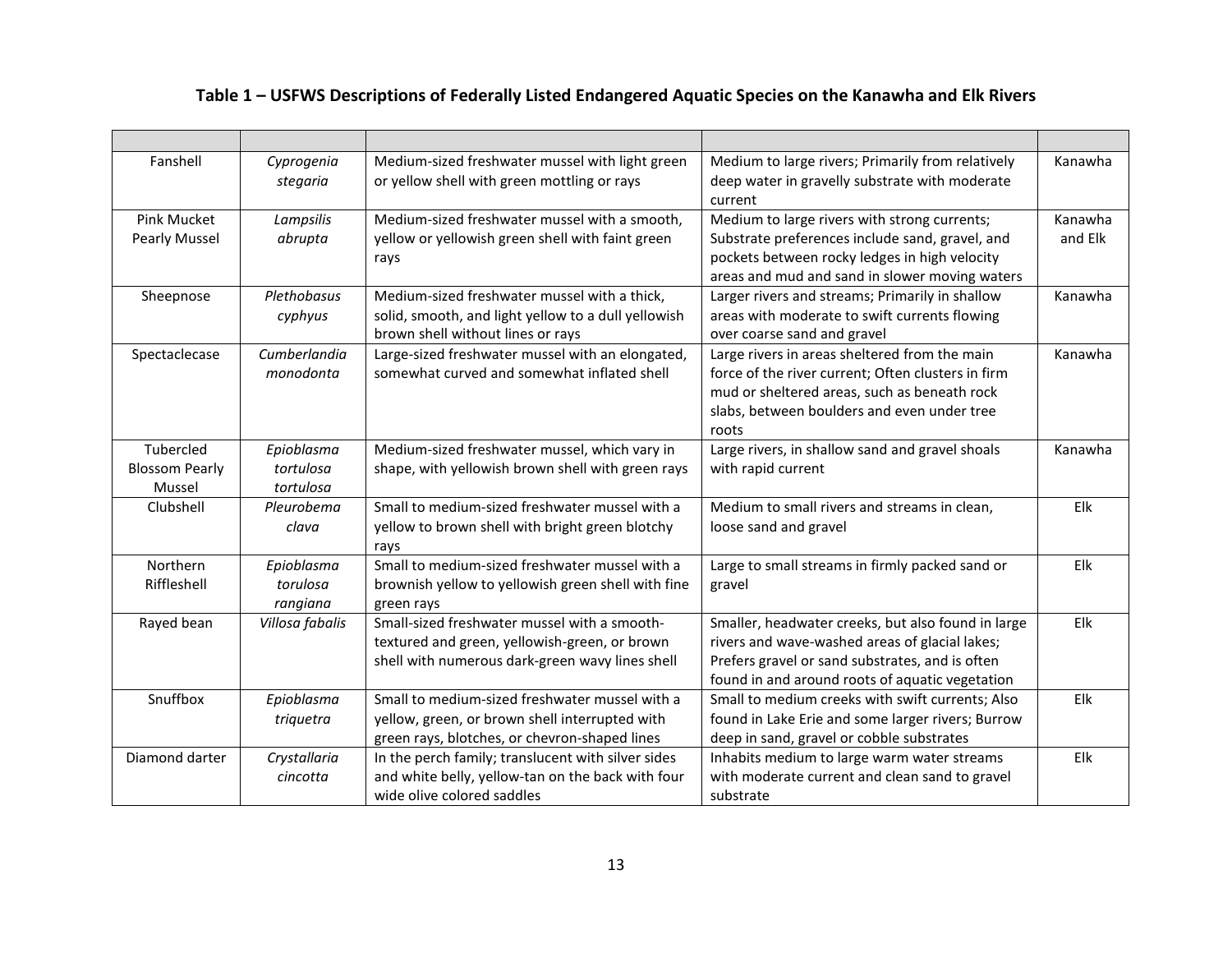**Table 1 – USFWS Descriptions of Federally Listed Endangered Aquatic Species on the Kanawha and Elk Rivers**

| | | | | |
|---|---|---|---|---|
| Fanshell | *Cyprogenia stegaria* | Medium-sized freshwater mussel with light green or yellow shell with green mottling or rays | Medium to large rivers; Primarily from relatively deep water in gravelly substrate with moderate current | Kanawha |
| Pink Mucket Pearly Mussel | *Lampsilis abrupta* | Medium-sized freshwater mussel with a smooth, yellow or yellowish green shell with faint green rays | Medium to large rivers with strong currents; Substrate preferences include sand, gravel, and pockets between rocky ledges in high velocity areas and mud and sand in slower moving waters | Kanawha and Elk |
| Sheepnose | *Plethobasus cyphyus* | Medium-sized freshwater mussel with a thick, solid, smooth, and light yellow to a dull yellowish brown shell without lines or rays | Larger rivers and streams; Primarily in shallow areas with moderate to swift currents flowing over coarse sand and gravel | Kanawha |
| Spectaclecase | *Cumberlandia monodonta* | Large-sized freshwater mussel with an elongated, somewhat curved and somewhat inflated shell | Large rivers in areas sheltered from the main force of the river current; Often clusters in firm mud or sheltered areas, such as beneath rock slabs, between boulders and even under tree roots | Kanawha |
| Tubercled Blossom Pearly Mussel | *Epioblasma tortulosa tortulosa* | Medium-sized freshwater mussel, which vary in shape, with yellowish brown shell with green rays | Large rivers, in shallow sand and gravel shoals with rapid current | Kanawha |
| Clubshell | *Pleurobema clava* | Small to medium-sized freshwater mussel with a yellow to brown shell with bright green blotchy rays | Medium to small rivers and streams in clean, loose sand and gravel | Elk |
| Northern Riffleshell | *Epioblasma torulosa rangiana* | Small to medium-sized freshwater mussel with a brownish yellow to yellowish green shell with fine green rays | Large to small streams in firmly packed sand or gravel | Elk |
| Rayed bean | *Villosa fabalis* | Small-sized freshwater mussel with a smooth-textured and green, yellowish-green, or brown shell with numerous dark-green wavy lines shell | Smaller, headwater creeks, but also found in large rivers and wave-washed areas of glacial lakes; Prefers gravel or sand substrates, and is often found in and around roots of aquatic vegetation | Elk |
| Snuffbox | *Epioblasma triquetra* | Small to medium-sized freshwater mussel with a yellow, green, or brown shell interrupted with green rays, blotches, or chevron-shaped lines | Small to medium creeks with swift currents; Also found in Lake Erie and some larger rivers; Burrow deep in sand, gravel or cobble substrates | Elk |
| Diamond darter | *Crystallaria cincotta* | In the perch family; translucent with silver sides and white belly, yellow-tan on the back with four wide olive colored saddles | Inhabits medium to large warm water streams with moderate current and clean sand to gravel substrate | Elk |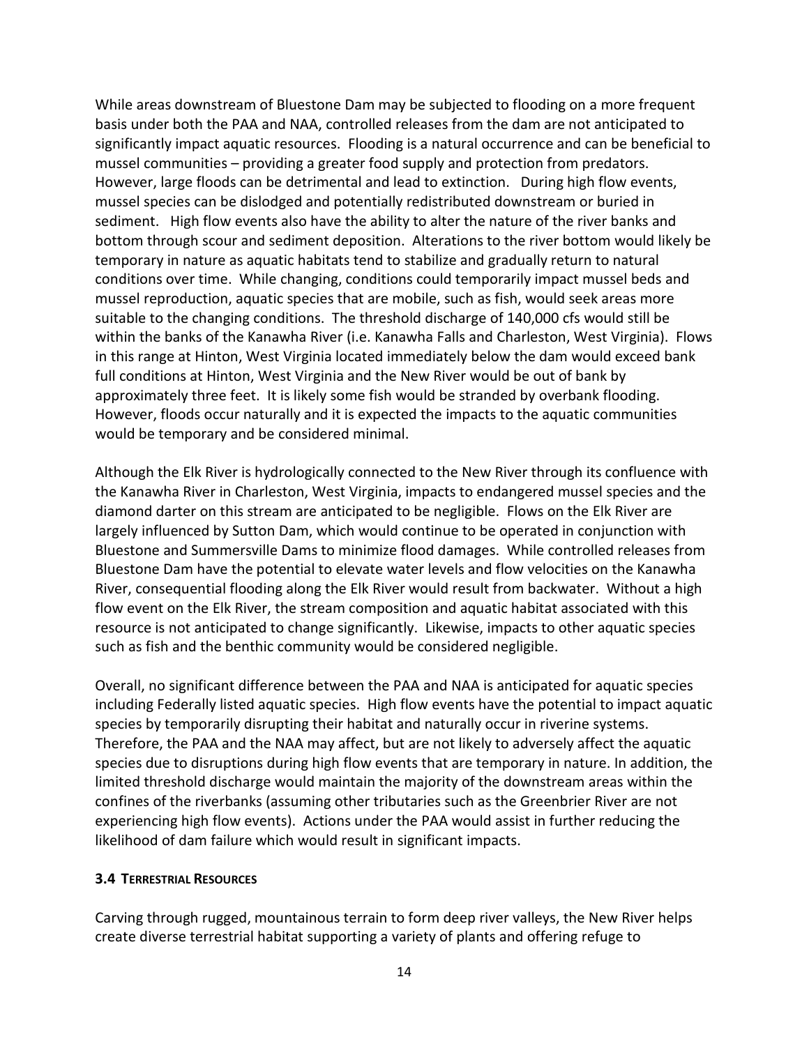While areas downstream of Bluestone Dam may be subjected to flooding on a more frequent basis under both the PAA and NAA, controlled releases from the dam are not anticipated to significantly impact aquatic resources. Flooding is a natural occurrence and can be beneficial to mussel communities – providing a greater food supply and protection from predators. However, large floods can be detrimental and lead to extinction. During high flow events, mussel species can be dislodged and potentially redistributed downstream or buried in sediment. High flow events also have the ability to alter the nature of the river banks and bottom through scour and sediment deposition. Alterations to the river bottom would likely be temporary in nature as aquatic habitats tend to stabilize and gradually return to natural conditions over time. While changing, conditions could temporarily impact mussel beds and mussel reproduction, aquatic species that are mobile, such as fish, would seek areas more suitable to the changing conditions. The threshold discharge of 140,000 cfs would still be within the banks of the Kanawha River (i.e. Kanawha Falls and Charleston, West Virginia). Flows in this range at Hinton, West Virginia located immediately below the dam would exceed bank full conditions at Hinton, West Virginia and the New River would be out of bank by approximately three feet. It is likely some fish would be stranded by overbank flooding. However, floods occur naturally and it is expected the impacts to the aquatic communities would be temporary and be considered minimal.

Although the Elk River is hydrologically connected to the New River through its confluence with the Kanawha River in Charleston, West Virginia, impacts to endangered mussel species and the diamond darter on this stream are anticipated to be negligible. Flows on the Elk River are largely influenced by Sutton Dam, which would continue to be operated in conjunction with Bluestone and Summersville Dams to minimize flood damages. While controlled releases from Bluestone Dam have the potential to elevate water levels and flow velocities on the Kanawha River, consequential flooding along the Elk River would result from backwater. Without a high flow event on the Elk River, the stream composition and aquatic habitat associated with this resource is not anticipated to change significantly. Likewise, impacts to other aquatic species such as fish and the benthic community would be considered negligible.

Overall, no significant difference between the PAA and NAA is anticipated for aquatic species including Federally listed aquatic species. High flow events have the potential to impact aquatic species by temporarily disrupting their habitat and naturally occur in riverine systems. Therefore, the PAA and the NAA may affect, but are not likely to adversely affect the aquatic species due to disruptions during high flow events that are temporary in nature. In addition, the limited threshold discharge would maintain the majority of the downstream areas within the confines of the riverbanks (assuming other tributaries such as the Greenbrier River are not experiencing high flow events). Actions under the PAA would assist in further reducing the likelihood of dam failure which would result in significant impacts.

### 3.4 Terrestrial Resources

Carving through rugged, mountainous terrain to form deep river valleys, the New River helps create diverse terrestrial habitat supporting a variety of plants and offering refuge to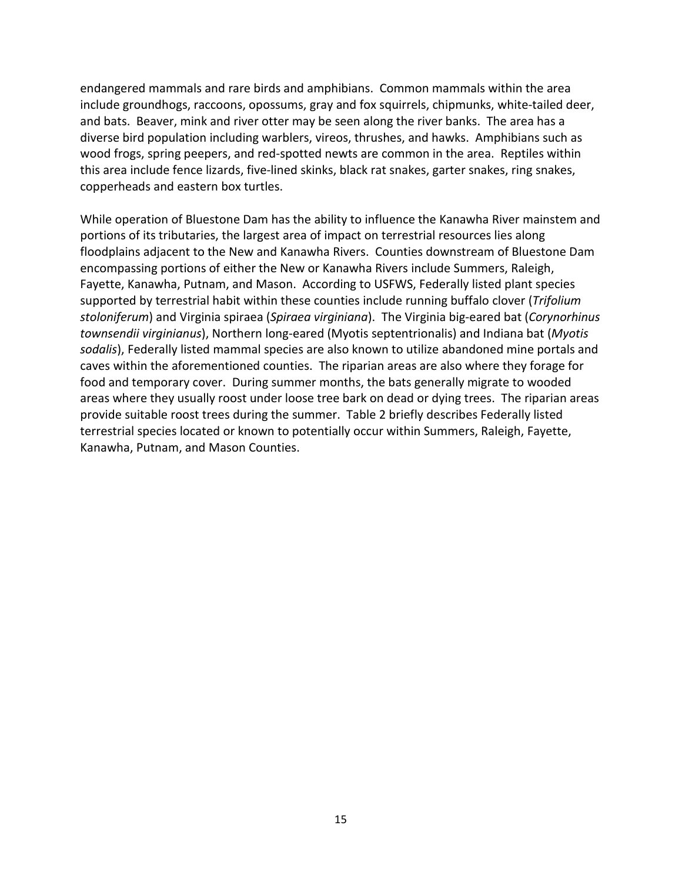endangered mammals and rare birds and amphibians. Common mammals within the area include groundhogs, raccoons, opossums, gray and fox squirrels, chipmunks, white-tailed deer, and bats. Beaver, mink and river otter may be seen along the river banks. The area has a diverse bird population including warblers, vireos, thrushes, and hawks. Amphibians such as wood frogs, spring peepers, and red-spotted newts are common in the area. Reptiles within this area include fence lizards, five-lined skinks, black rat snakes, garter snakes, ring snakes, copperheads and eastern box turtles.

While operation of Bluestone Dam has the ability to influence the Kanawha River mainstem and portions of its tributaries, the largest area of impact on terrestrial resources lies along floodplains adjacent to the New and Kanawha Rivers. Counties downstream of Bluestone Dam encompassing portions of either the New or Kanawha Rivers include Summers, Raleigh, Fayette, Kanawha, Putnam, and Mason. According to USFWS, Federally listed plant species supported by terrestrial habit within these counties include running buffalo clover (*Trifolium stoloniferum*) and Virginia spiraea (*Spiraea virginiana*). The Virginia big-eared bat (*Corynorhinus townsendii virginianus*), Northern long-eared (Myotis septentrionalis) and Indiana bat (*Myotis sodalis*), Federally listed mammal species are also known to utilize abandoned mine portals and caves within the aforementioned counties. The riparian areas are also where they forage for food and temporary cover. During summer months, the bats generally migrate to wooded areas where they usually roost under loose tree bark on dead or dying trees. The riparian areas provide suitable roost trees during the summer. Table 2 briefly describes Federally listed terrestrial species located or known to potentially occur within Summers, Raleigh, Fayette, Kanawha, Putnam, and Mason Counties.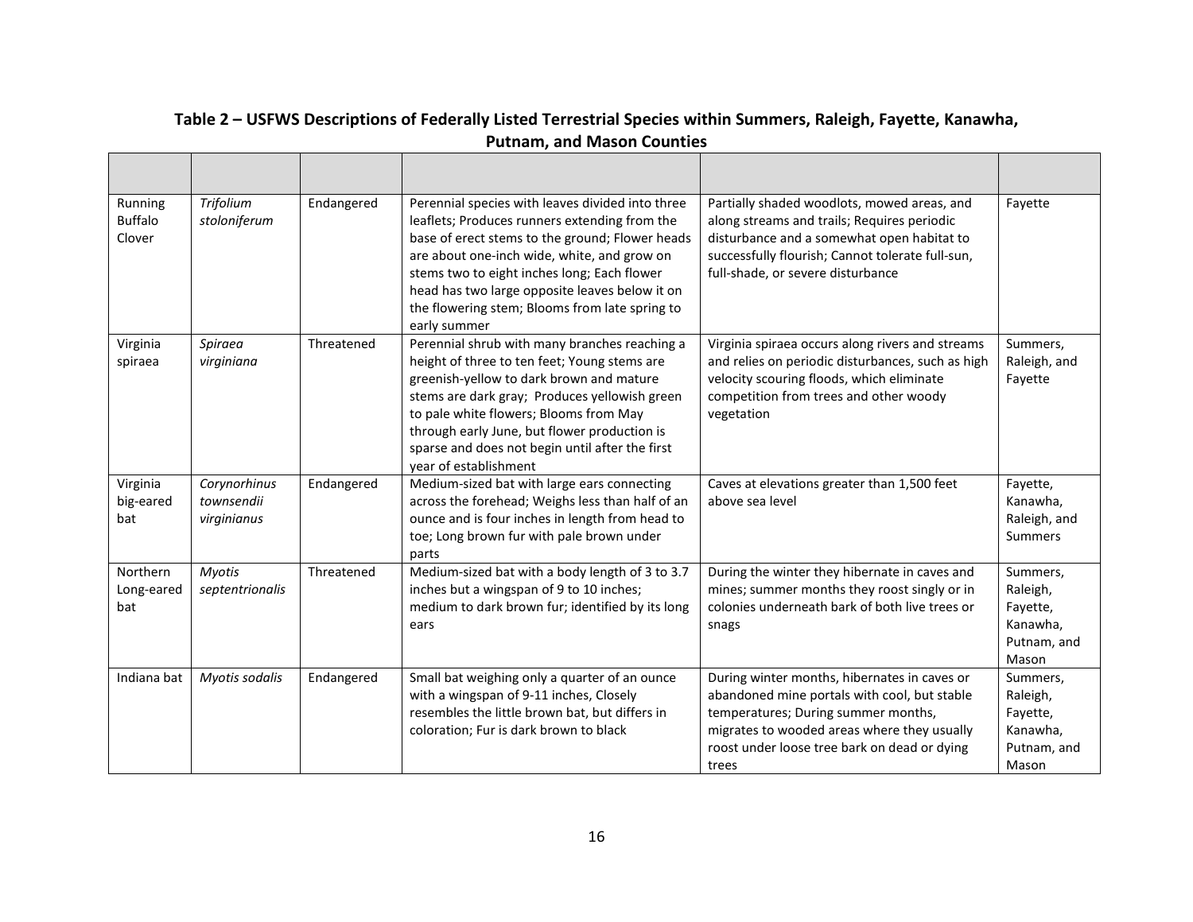**Table 2 – USFWS Descriptions of Federally Listed Terrestrial Species within Summers, Raleigh, Fayette, Kanawha, Putnam, and Mason Counties**

| | | | | | |
|---|---|---|---|---|---|
| Running Buffalo Clover | *Trifolium stoloniferum* | Endangered | Perennial species with leaves divided into three leaflets; Produces runners extending from the base of erect stems to the ground; Flower heads are about one-inch wide, white, and grow on stems two to eight inches long; Each flower head has two large opposite leaves below it on the flowering stem; Blooms from late spring to early summer | Partially shaded woodlots, mowed areas, and along streams and trails; Requires periodic disturbance and a somewhat open habitat to successfully flourish; Cannot tolerate full-sun, full-shade, or severe disturbance | Fayette |
| Virginia spiraea | *Spiraea virginiana* | Threatened | Perennial shrub with many branches reaching a height of three to ten feet; Young stems are greenish-yellow to dark brown and mature stems are dark gray; Produces yellowish green to pale white flowers; Blooms from May through early June, but flower production is sparse and does not begin until after the first year of establishment | Virginia spiraea occurs along rivers and streams and relies on periodic disturbances, such as high velocity scouring floods, which eliminate competition from trees and other woody vegetation | Summers, Raleigh, and Fayette |
| Virginia big-eared bat | *Corynorhinus townsendii virginianus* | Endangered | Medium-sized bat with large ears connecting across the forehead; Weighs less than half of an ounce and is four inches in length from head to toe; Long brown fur with pale brown under parts | Caves at elevations greater than 1,500 feet above sea level | Fayette, Kanawha, Raleigh, and Summers |
| Northern Long-eared bat | *Myotis septentrionalis* | Threatened | Medium-sized bat with a body length of 3 to 3.7 inches but a wingspan of 9 to 10 inches; medium to dark brown fur; identified by its long ears | During the winter they hibernate in caves and mines; summer months they roost singly or in colonies underneath bark of both live trees or snags | Summers, Raleigh, Fayette, Kanawha, Putnam, and Mason |
| Indiana bat | *Myotis sodalis* | Endangered | Small bat weighing only a quarter of an ounce with a wingspan of 9-11 inches, Closely resembles the little brown bat, but differs in coloration; Fur is dark brown to black | During winter months, hibernates in caves or abandoned mine portals with cool, but stable temperatures; During summer months, migrates to wooded areas where they usually roost under loose tree bark on dead or dying trees | Summers, Raleigh, Fayette, Kanawha, Putnam, and Mason |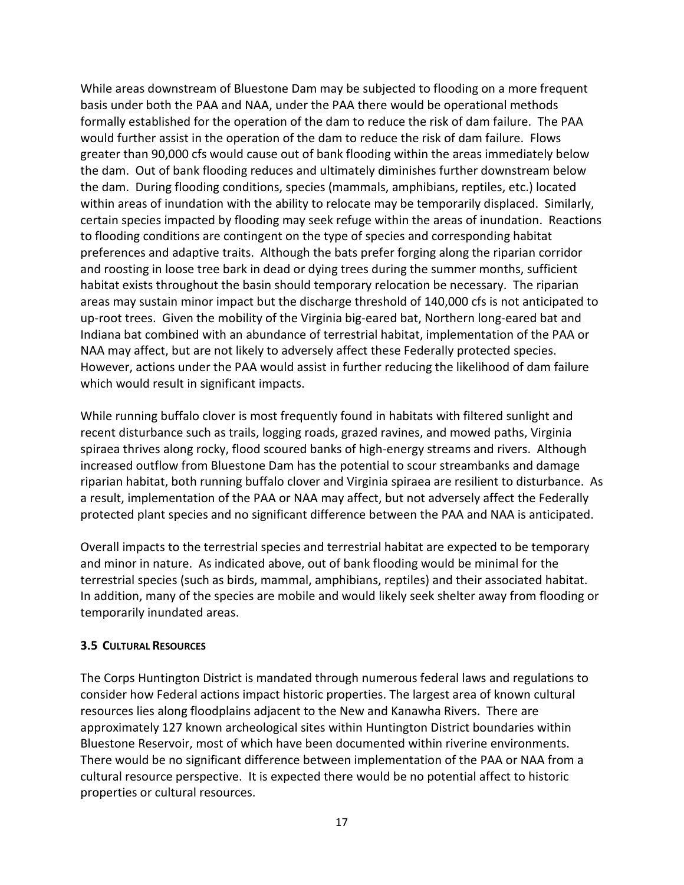While areas downstream of Bluestone Dam may be subjected to flooding on a more frequent basis under both the PAA and NAA, under the PAA there would be operational methods formally established for the operation of the dam to reduce the risk of dam failure. The PAA would further assist in the operation of the dam to reduce the risk of dam failure. Flows greater than 90,000 cfs would cause out of bank flooding within the areas immediately below the dam. Out of bank flooding reduces and ultimately diminishes further downstream below the dam. During flooding conditions, species (mammals, amphibians, reptiles, etc.) located within areas of inundation with the ability to relocate may be temporarily displaced. Similarly, certain species impacted by flooding may seek refuge within the areas of inundation. Reactions to flooding conditions are contingent on the type of species and corresponding habitat preferences and adaptive traits. Although the bats prefer forging along the riparian corridor and roosting in loose tree bark in dead or dying trees during the summer months, sufficient habitat exists throughout the basin should temporary relocation be necessary. The riparian areas may sustain minor impact but the discharge threshold of 140,000 cfs is not anticipated to up-root trees. Given the mobility of the Virginia big-eared bat, Northern long-eared bat and Indiana bat combined with an abundance of terrestrial habitat, implementation of the PAA or NAA may affect, but are not likely to adversely affect these Federally protected species. However, actions under the PAA would assist in further reducing the likelihood of dam failure which would result in significant impacts.

While running buffalo clover is most frequently found in habitats with filtered sunlight and recent disturbance such as trails, logging roads, grazed ravines, and mowed paths, Virginia spiraea thrives along rocky, flood scoured banks of high-energy streams and rivers. Although increased outflow from Bluestone Dam has the potential to scour streambanks and damage riparian habitat, both running buffalo clover and Virginia spiraea are resilient to disturbance. As a result, implementation of the PAA or NAA may affect, but not adversely affect the Federally protected plant species and no significant difference between the PAA and NAA is anticipated.

Overall impacts to the terrestrial species and terrestrial habitat are expected to be temporary and minor in nature. As indicated above, out of bank flooding would be minimal for the terrestrial species (such as birds, mammal, amphibians, reptiles) and their associated habitat. In addition, many of the species are mobile and would likely seek shelter away from flooding or temporarily inundated areas.

### 3.5 Cultural Resources

The Corps Huntington District is mandated through numerous federal laws and regulations to consider how Federal actions impact historic properties. The largest area of known cultural resources lies along floodplains adjacent to the New and Kanawha Rivers. There are approximately 127 known archeological sites within Huntington District boundaries within Bluestone Reservoir, most of which have been documented within riverine environments. There would be no significant difference between implementation of the PAA or NAA from a cultural resource perspective. It is expected there would be no potential affect to historic properties or cultural resources.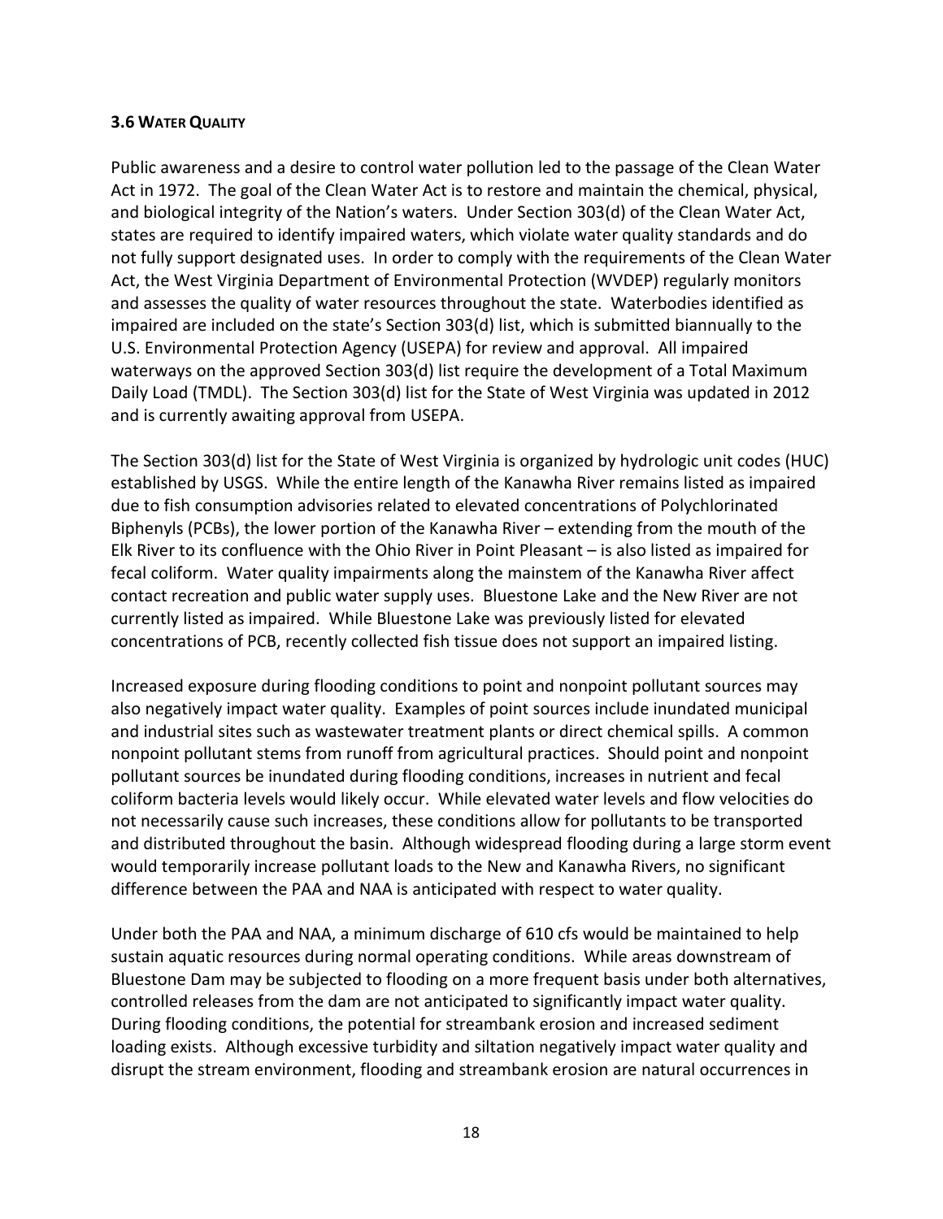### 3.6 Water Quality

Public awareness and a desire to control water pollution led to the passage of the Clean Water Act in 1972. The goal of the Clean Water Act is to restore and maintain the chemical, physical, and biological integrity of the Nation's waters. Under Section 303(d) of the Clean Water Act, states are required to identify impaired waters, which violate water quality standards and do not fully support designated uses. In order to comply with the requirements of the Clean Water Act, the West Virginia Department of Environmental Protection (WVDEP) regularly monitors and assesses the quality of water resources throughout the state. Waterbodies identified as impaired are included on the state's Section 303(d) list, which is submitted biannually to the U.S. Environmental Protection Agency (USEPA) for review and approval. All impaired waterways on the approved Section 303(d) list require the development of a Total Maximum Daily Load (TMDL). The Section 303(d) list for the State of West Virginia was updated in 2012 and is currently awaiting approval from USEPA.

The Section 303(d) list for the State of West Virginia is organized by hydrologic unit codes (HUC) established by USGS. While the entire length of the Kanawha River remains listed as impaired due to fish consumption advisories related to elevated concentrations of Polychlorinated Biphenyls (PCBs), the lower portion of the Kanawha River – extending from the mouth of the Elk River to its confluence with the Ohio River in Point Pleasant – is also listed as impaired for fecal coliform. Water quality impairments along the mainstem of the Kanawha River affect contact recreation and public water supply uses. Bluestone Lake and the New River are not currently listed as impaired. While Bluestone Lake was previously listed for elevated concentrations of PCB, recently collected fish tissue does not support an impaired listing.

Increased exposure during flooding conditions to point and nonpoint pollutant sources may also negatively impact water quality. Examples of point sources include inundated municipal and industrial sites such as wastewater treatment plants or direct chemical spills. A common nonpoint pollutant stems from runoff from agricultural practices. Should point and nonpoint pollutant sources be inundated during flooding conditions, increases in nutrient and fecal coliform bacteria levels would likely occur. While elevated water levels and flow velocities do not necessarily cause such increases, these conditions allow for pollutants to be transported and distributed throughout the basin. Although widespread flooding during a large storm event would temporarily increase pollutant loads to the New and Kanawha Rivers, no significant difference between the PAA and NAA is anticipated with respect to water quality.

Under both the PAA and NAA, a minimum discharge of 610 cfs would be maintained to help sustain aquatic resources during normal operating conditions. While areas downstream of Bluestone Dam may be subjected to flooding on a more frequent basis under both alternatives, controlled releases from the dam are not anticipated to significantly impact water quality. During flooding conditions, the potential for streambank erosion and increased sediment loading exists. Although excessive turbidity and siltation negatively impact water quality and disrupt the stream environment, flooding and streambank erosion are natural occurrences in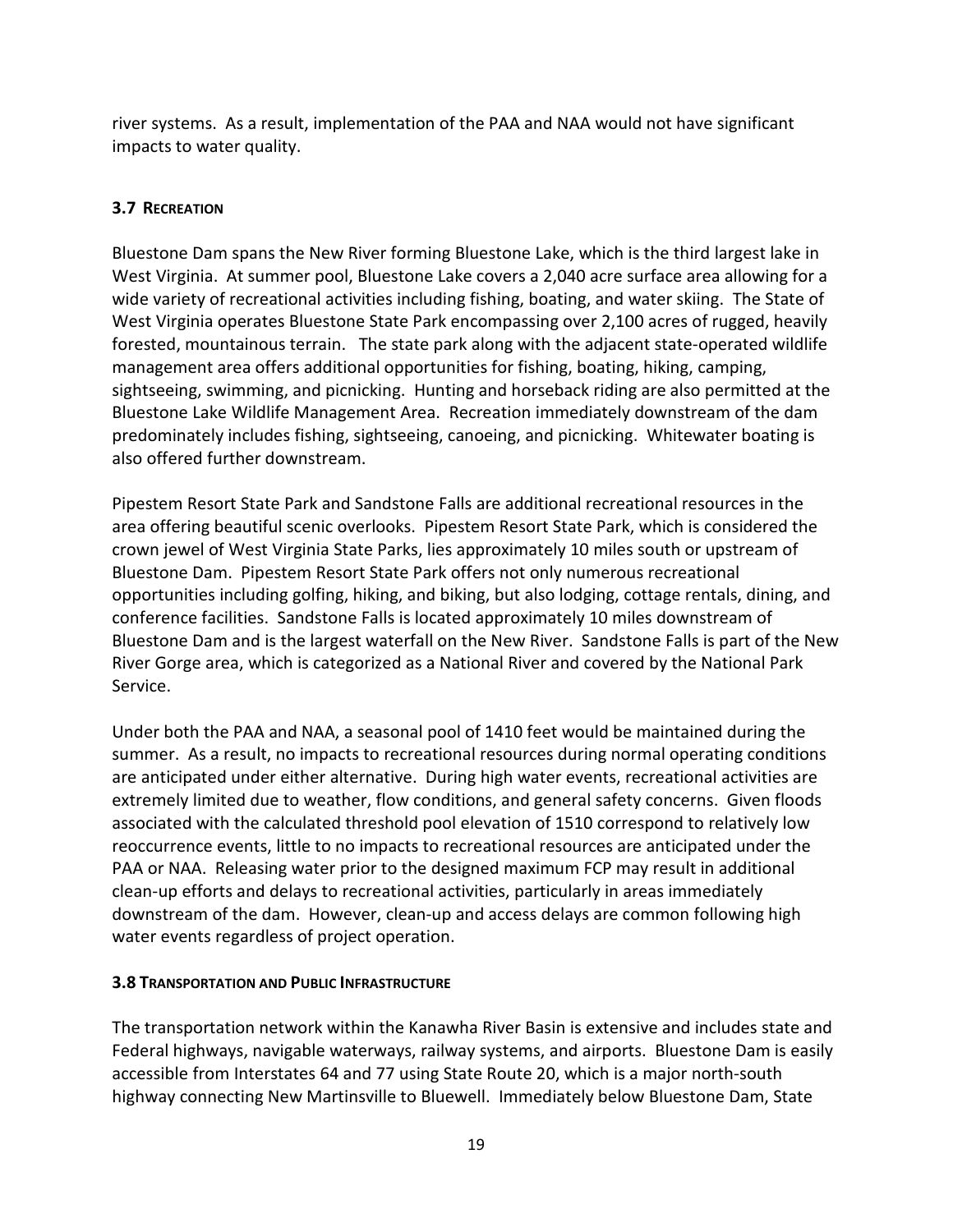river systems. As a result, implementation of the PAA and NAA would not have significant impacts to water quality.

### 3.7 RECREATION

Bluestone Dam spans the New River forming Bluestone Lake, which is the third largest lake in West Virginia. At summer pool, Bluestone Lake covers a 2,040 acre surface area allowing for a wide variety of recreational activities including fishing, boating, and water skiing. The State of West Virginia operates Bluestone State Park encompassing over 2,100 acres of rugged, heavily forested, mountainous terrain. The state park along with the adjacent state-operated wildlife management area offers additional opportunities for fishing, boating, hiking, camping, sightseeing, swimming, and picnicking. Hunting and horseback riding are also permitted at the Bluestone Lake Wildlife Management Area. Recreation immediately downstream of the dam predominately includes fishing, sightseeing, canoeing, and picnicking. Whitewater boating is also offered further downstream.

Pipestem Resort State Park and Sandstone Falls are additional recreational resources in the area offering beautiful scenic overlooks. Pipestem Resort State Park, which is considered the crown jewel of West Virginia State Parks, lies approximately 10 miles south or upstream of Bluestone Dam. Pipestem Resort State Park offers not only numerous recreational opportunities including golfing, hiking, and biking, but also lodging, cottage rentals, dining, and conference facilities. Sandstone Falls is located approximately 10 miles downstream of Bluestone Dam and is the largest waterfall on the New River. Sandstone Falls is part of the New River Gorge area, which is categorized as a National River and covered by the National Park Service.

Under both the PAA and NAA, a seasonal pool of 1410 feet would be maintained during the summer. As a result, no impacts to recreational resources during normal operating conditions are anticipated under either alternative. During high water events, recreational activities are extremely limited due to weather, flow conditions, and general safety concerns. Given floods associated with the calculated threshold pool elevation of 1510 correspond to relatively low reoccurrence events, little to no impacts to recreational resources are anticipated under the PAA or NAA. Releasing water prior to the designed maximum FCP may result in additional clean-up efforts and delays to recreational activities, particularly in areas immediately downstream of the dam. However, clean-up and access delays are common following high water events regardless of project operation.

### 3.8 TRANSPORTATION AND PUBLIC INFRASTRUCTURE

The transportation network within the Kanawha River Basin is extensive and includes state and Federal highways, navigable waterways, railway systems, and airports. Bluestone Dam is easily accessible from Interstates 64 and 77 using State Route 20, which is a major north-south highway connecting New Martinsville to Bluewell. Immediately below Bluestone Dam, State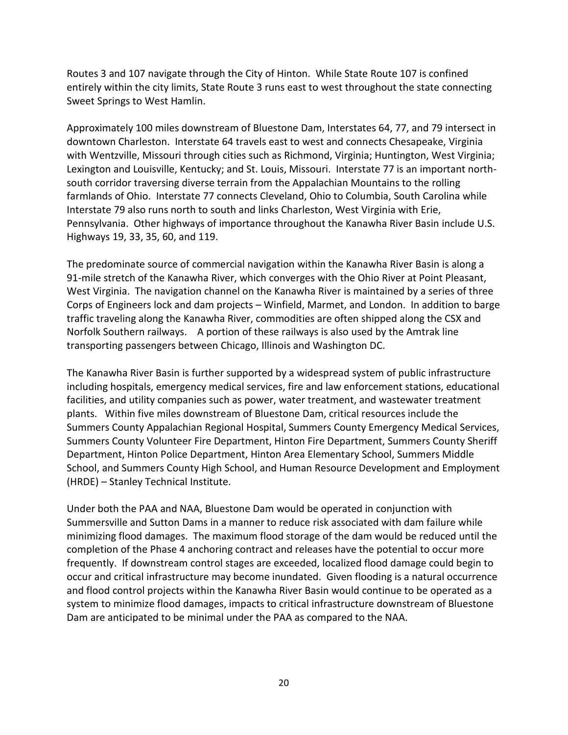Routes 3 and 107 navigate through the City of Hinton. While State Route 107 is confined entirely within the city limits, State Route 3 runs east to west throughout the state connecting Sweet Springs to West Hamlin.

Approximately 100 miles downstream of Bluestone Dam, Interstates 64, 77, and 79 intersect in downtown Charleston. Interstate 64 travels east to west and connects Chesapeake, Virginia with Wentzville, Missouri through cities such as Richmond, Virginia; Huntington, West Virginia; Lexington and Louisville, Kentucky; and St. Louis, Missouri. Interstate 77 is an important north-south corridor traversing diverse terrain from the Appalachian Mountains to the rolling farmlands of Ohio. Interstate 77 connects Cleveland, Ohio to Columbia, South Carolina while Interstate 79 also runs north to south and links Charleston, West Virginia with Erie, Pennsylvania. Other highways of importance throughout the Kanawha River Basin include U.S. Highways 19, 33, 35, 60, and 119.

The predominate source of commercial navigation within the Kanawha River Basin is along a 91-mile stretch of the Kanawha River, which converges with the Ohio River at Point Pleasant, West Virginia. The navigation channel on the Kanawha River is maintained by a series of three Corps of Engineers lock and dam projects – Winfield, Marmet, and London. In addition to barge traffic traveling along the Kanawha River, commodities are often shipped along the CSX and Norfolk Southern railways. A portion of these railways is also used by the Amtrak line transporting passengers between Chicago, Illinois and Washington DC.

The Kanawha River Basin is further supported by a widespread system of public infrastructure including hospitals, emergency medical services, fire and law enforcement stations, educational facilities, and utility companies such as power, water treatment, and wastewater treatment plants. Within five miles downstream of Bluestone Dam, critical resources include the Summers County Appalachian Regional Hospital, Summers County Emergency Medical Services, Summers County Volunteer Fire Department, Hinton Fire Department, Summers County Sheriff Department, Hinton Police Department, Hinton Area Elementary School, Summers Middle School, and Summers County High School, and Human Resource Development and Employment (HRDE) – Stanley Technical Institute.

Under both the PAA and NAA, Bluestone Dam would be operated in conjunction with Summersville and Sutton Dams in a manner to reduce risk associated with dam failure while minimizing flood damages. The maximum flood storage of the dam would be reduced until the completion of the Phase 4 anchoring contract and releases have the potential to occur more frequently. If downstream control stages are exceeded, localized flood damage could begin to occur and critical infrastructure may become inundated. Given flooding is a natural occurrence and flood control projects within the Kanawha River Basin would continue to be operated as a system to minimize flood damages, impacts to critical infrastructure downstream of Bluestone Dam are anticipated to be minimal under the PAA as compared to the NAA.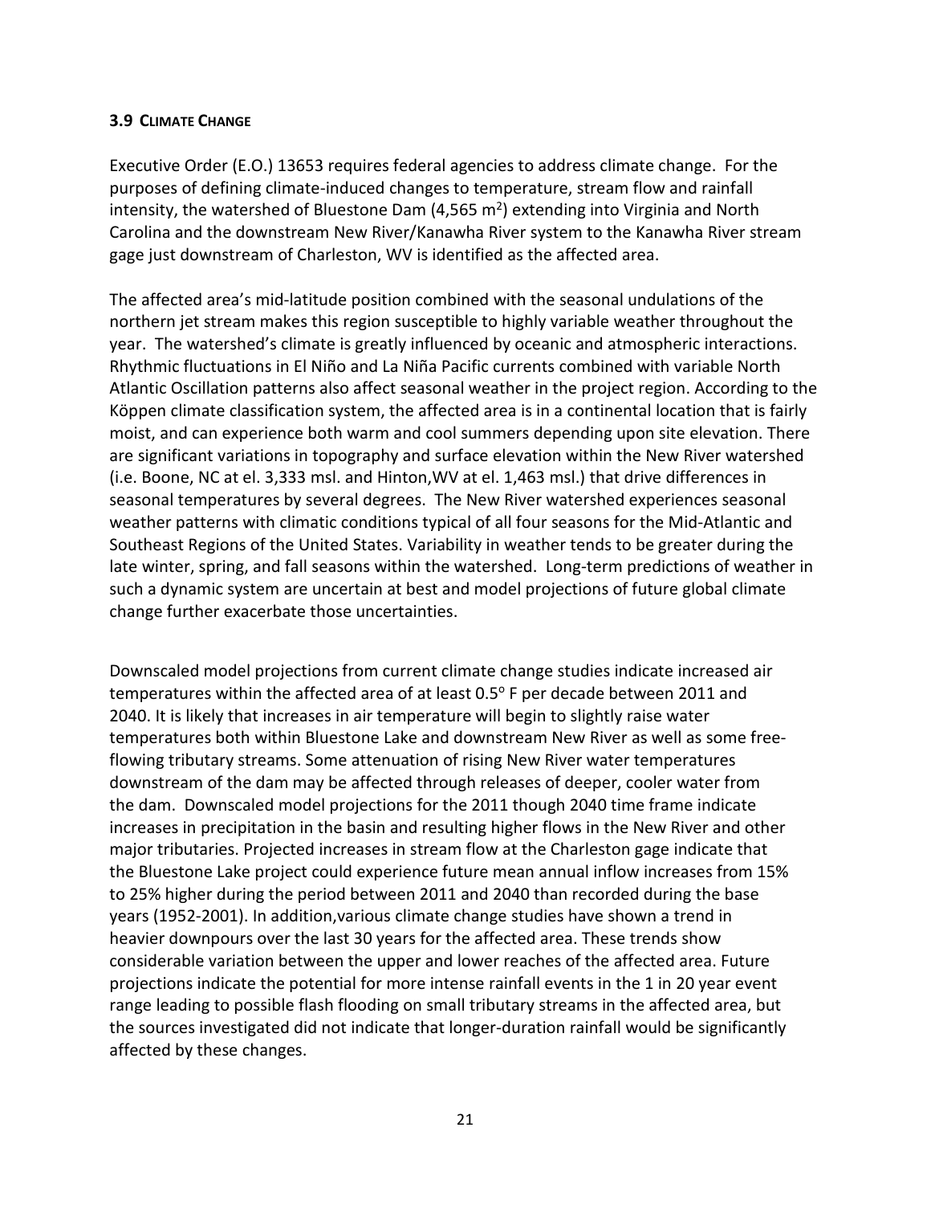### 3.9 CLIMATE CHANGE

Executive Order (E.O.) 13653 requires federal agencies to address climate change. For the purposes of defining climate-induced changes to temperature, stream flow and rainfall intensity, the watershed of Bluestone Dam (4,565 $m^2$) extending into Virginia and North Carolina and the downstream New River/Kanawha River system to the Kanawha River stream gage just downstream of Charleston, WV is identified as the affected area.

The affected area's mid-latitude position combined with the seasonal undulations of the northern jet stream makes this region susceptible to highly variable weather throughout the year. The watershed's climate is greatly influenced by oceanic and atmospheric interactions. Rhythmic fluctuations in El Niño and La Niña Pacific currents combined with variable North Atlantic Oscillation patterns also affect seasonal weather in the project region. According to the Köppen climate classification system, the affected area is in a continental location that is fairly moist, and can experience both warm and cool summers depending upon site elevation. There are significant variations in topography and surface elevation within the New River watershed (i.e. Boone, NC at el. 3,333 msl. and Hinton,WV at el. 1,463 msl.) that drive differences in seasonal temperatures by several degrees. The New River watershed experiences seasonal weather patterns with climatic conditions typical of all four seasons for the Mid-Atlantic and Southeast Regions of the United States. Variability in weather tends to be greater during the late winter, spring, and fall seasons within the watershed. Long-term predictions of weather in such a dynamic system are uncertain at best and model projections of future global climate change further exacerbate those uncertainties.

Downscaled model projections from current climate change studies indicate increased air temperatures within the affected area of at least 0.5$^{o}$ F per decade between 2011 and 2040. It is likely that increases in air temperature will begin to slightly raise water temperatures both within Bluestone Lake and downstream New River as well as some free-flowing tributary streams. Some attenuation of rising New River water temperatures downstream of the dam may be affected through releases of deeper, cooler water from the dam. Downscaled model projections for the 2011 though 2040 time frame indicate increases in precipitation in the basin and resulting higher flows in the New River and other major tributaries. Projected increases in stream flow at the Charleston gage indicate that the Bluestone Lake project could experience future mean annual inflow increases from 15% to 25% higher during the period between 2011 and 2040 than recorded during the base years (1952-2001). In addition,various climate change studies have shown a trend in heavier downpours over the last 30 years for the affected area. These trends show considerable variation between the upper and lower reaches of the affected area. Future projections indicate the potential for more intense rainfall events in the 1 in 20 year event range leading to possible flash flooding on small tributary streams in the affected area, but the sources investigated did not indicate that longer-duration rainfall would be significantly affected by these changes.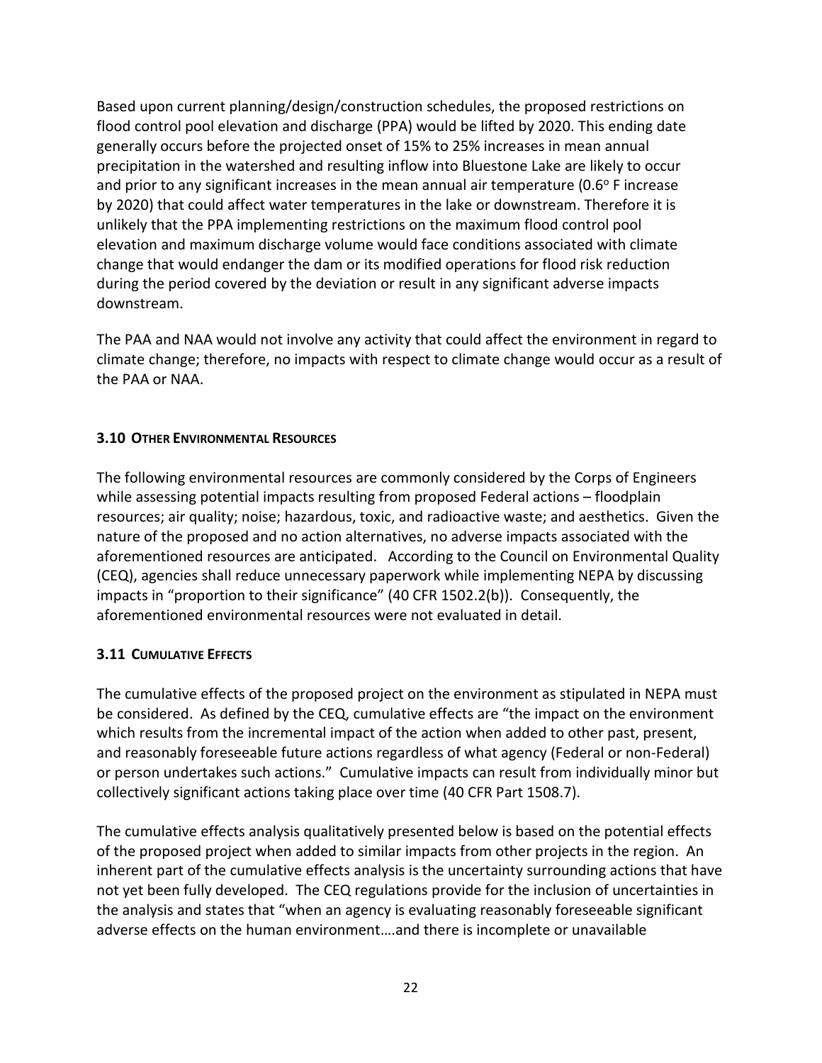Based upon current planning/design/construction schedules, the proposed restrictions on flood control pool elevation and discharge (PPA) would be lifted by 2020. This ending date generally occurs before the projected onset of 15% to 25% increases in mean annual precipitation in the watershed and resulting inflow into Bluestone Lake are likely to occur and prior to any significant increases in the mean annual air temperature (0.6$^{o}$ F increase by 2020) that could affect water temperatures in the lake or downstream. Therefore it is unlikely that the PPA implementing restrictions on the maximum flood control pool elevation and maximum discharge volume would face conditions associated with climate change that would endanger the dam or its modified operations for flood risk reduction during the period covered by the deviation or result in any significant adverse impacts downstream.

The PAA and NAA would not involve any activity that could affect the environment in regard to climate change; therefore, no impacts with respect to climate change would occur as a result of the PAA or NAA.

### 3.10 OTHER ENVIRONMENTAL RESOURCES

The following environmental resources are commonly considered by the Corps of Engineers while assessing potential impacts resulting from proposed Federal actions – floodplain resources; air quality; noise; hazardous, toxic, and radioactive waste; and aesthetics. Given the nature of the proposed and no action alternatives, no adverse impacts associated with the aforementioned resources are anticipated. According to the Council on Environmental Quality (CEQ), agencies shall reduce unnecessary paperwork while implementing NEPA by discussing impacts in "proportion to their significance" (40 CFR 1502.2(b)). Consequently, the aforementioned environmental resources were not evaluated in detail.

### 3.11 CUMULATIVE EFFECTS

The cumulative effects of the proposed project on the environment as stipulated in NEPA must be considered. As defined by the CEQ, cumulative effects are "the impact on the environment which results from the incremental impact of the action when added to other past, present, and reasonably foreseeable future actions regardless of what agency (Federal or non-Federal) or person undertakes such actions." Cumulative impacts can result from individually minor but collectively significant actions taking place over time (40 CFR Part 1508.7).

The cumulative effects analysis qualitatively presented below is based on the potential effects of the proposed project when added to similar impacts from other projects in the region. An inherent part of the cumulative effects analysis is the uncertainty surrounding actions that have not yet been fully developed. The CEQ regulations provide for the inclusion of uncertainties in the analysis and states that "when an agency is evaluating reasonably foreseeable significant adverse effects on the human environment….and there is incomplete or unavailable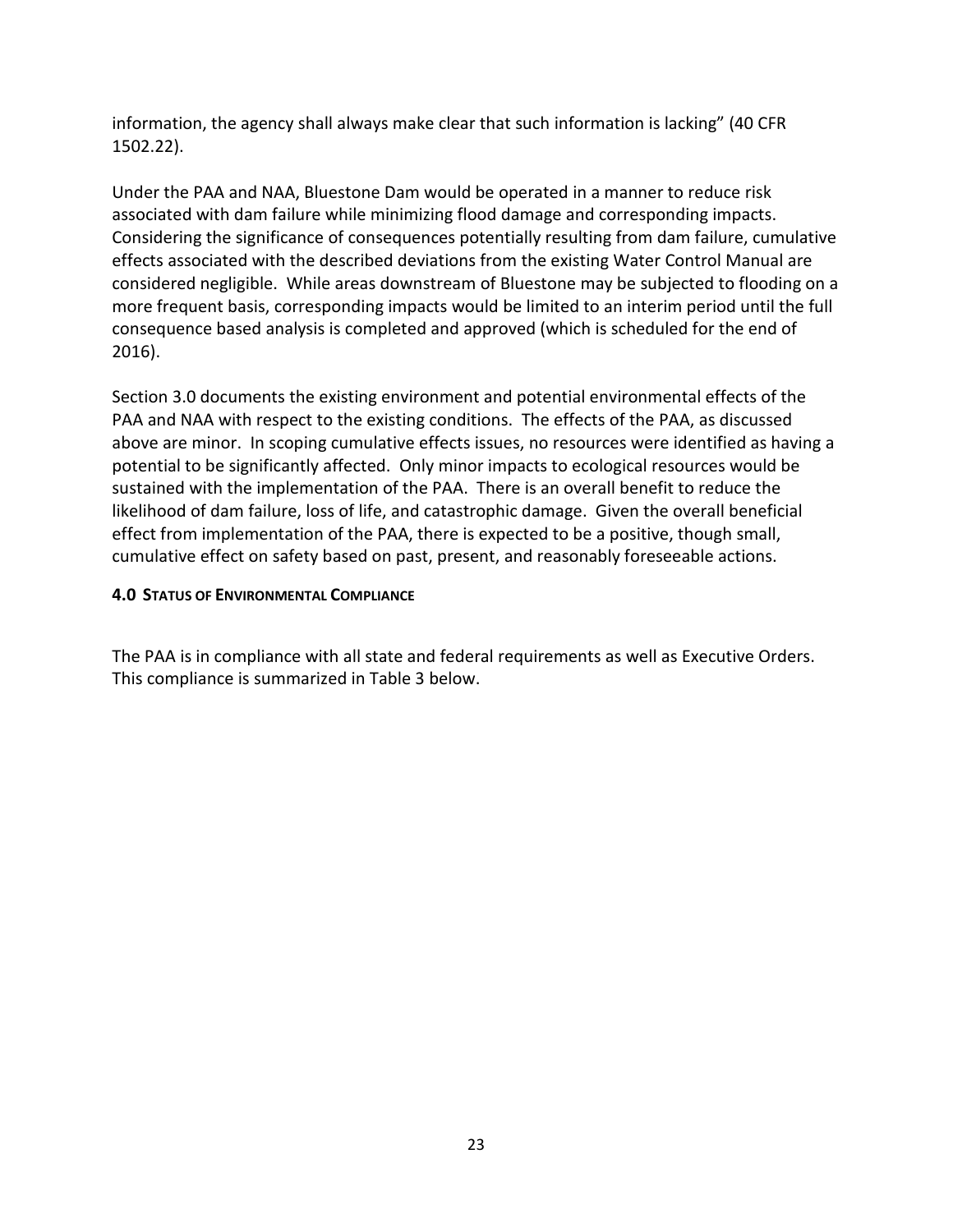information, the agency shall always make clear that such information is lacking" (40 CFR 1502.22).

Under the PAA and NAA, Bluestone Dam would be operated in a manner to reduce risk associated with dam failure while minimizing flood damage and corresponding impacts. Considering the significance of consequences potentially resulting from dam failure, cumulative effects associated with the described deviations from the existing Water Control Manual are considered negligible. While areas downstream of Bluestone may be subjected to flooding on a more frequent basis, corresponding impacts would be limited to an interim period until the full consequence based analysis is completed and approved (which is scheduled for the end of 2016).

Section 3.0 documents the existing environment and potential environmental effects of the PAA and NAA with respect to the existing conditions. The effects of the PAA, as discussed above are minor. In scoping cumulative effects issues, no resources were identified as having a potential to be significantly affected. Only minor impacts to ecological resources would be sustained with the implementation of the PAA. There is an overall benefit to reduce the likelihood of dam failure, loss of life, and catastrophic damage. Given the overall beneficial effect from implementation of the PAA, there is expected to be a positive, though small, cumulative effect on safety based on past, present, and reasonably foreseeable actions.

## 4.0 Status of Environmental Compliance

The PAA is in compliance with all state and federal requirements as well as Executive Orders. This compliance is summarized in Table 3 below.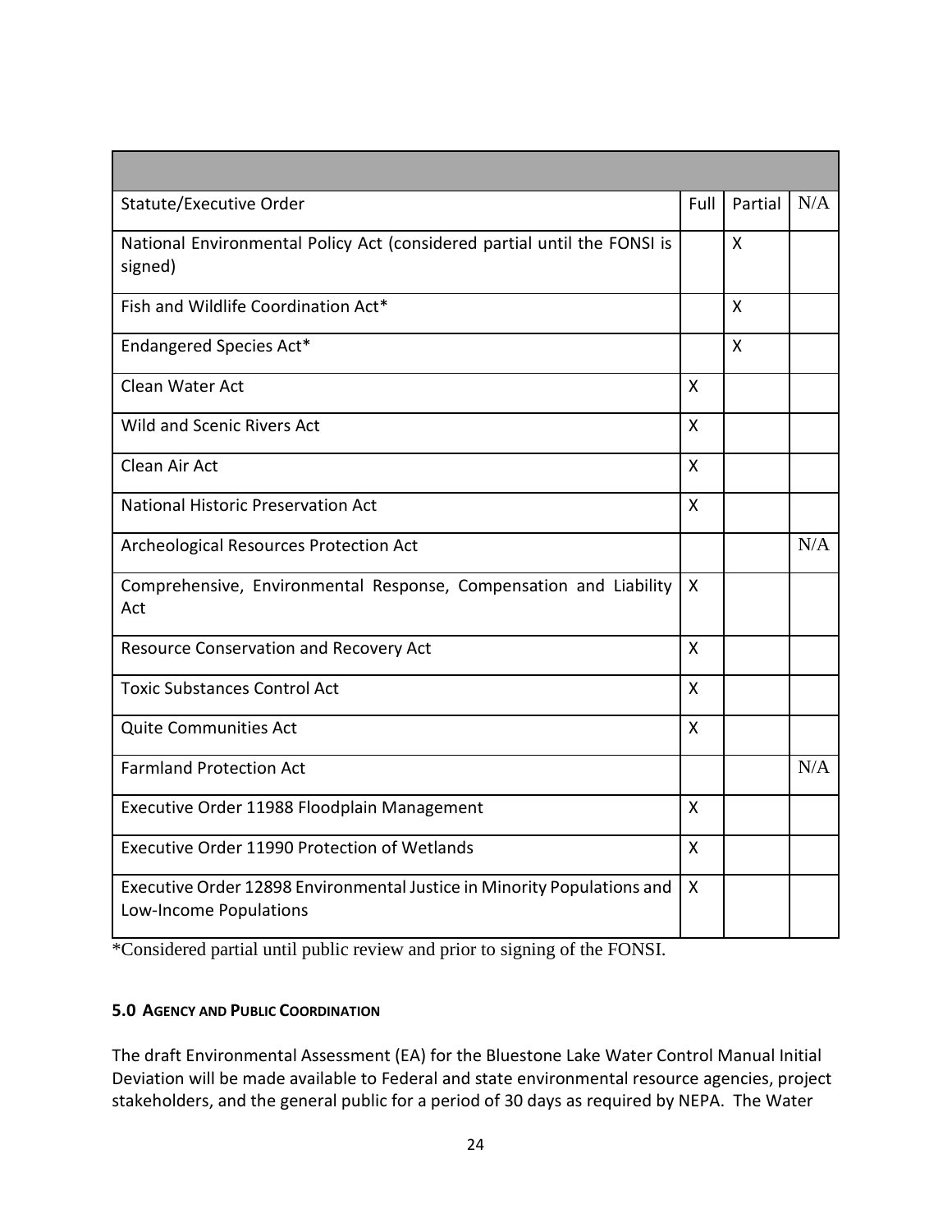| Statute/Executive Order | Full | Partial | N/A |
|---|---|---|---|
| National Environmental Policy Act (considered partial until the FONSI is signed) | | X | |
| Fish and Wildlife Coordination Act* | | X | |
| Endangered Species Act* | | X | |
| Clean Water Act | X | | |
| Wild and Scenic Rivers Act | X | | |
| Clean Air Act | X | | |
| National Historic Preservation Act | X | | |
| Archeological Resources Protection Act | | | N/A |
| Comprehensive, Environmental Response, Compensation and Liability Act | X | | |
| Resource Conservation and Recovery Act | X | | |
| Toxic Substances Control Act | X | | |
| Quite Communities Act | X | | |
| Farmland Protection Act | | | N/A |
| Executive Order 11988 Floodplain Management | X | | |
| Executive Order 11990 Protection of Wetlands | X | | |
| Executive Order 12898 Environmental Justice in Minority Populations and Low-Income Populations | X | | |

*Considered partial until public review and prior to signing of the FONSI.

### 5.0 AGENCY AND PUBLIC COORDINATION

The draft Environmental Assessment (EA) for the Bluestone Lake Water Control Manual Initial Deviation will be made available to Federal and state environmental resource agencies, project stakeholders, and the general public for a period of 30 days as required by NEPA. The Water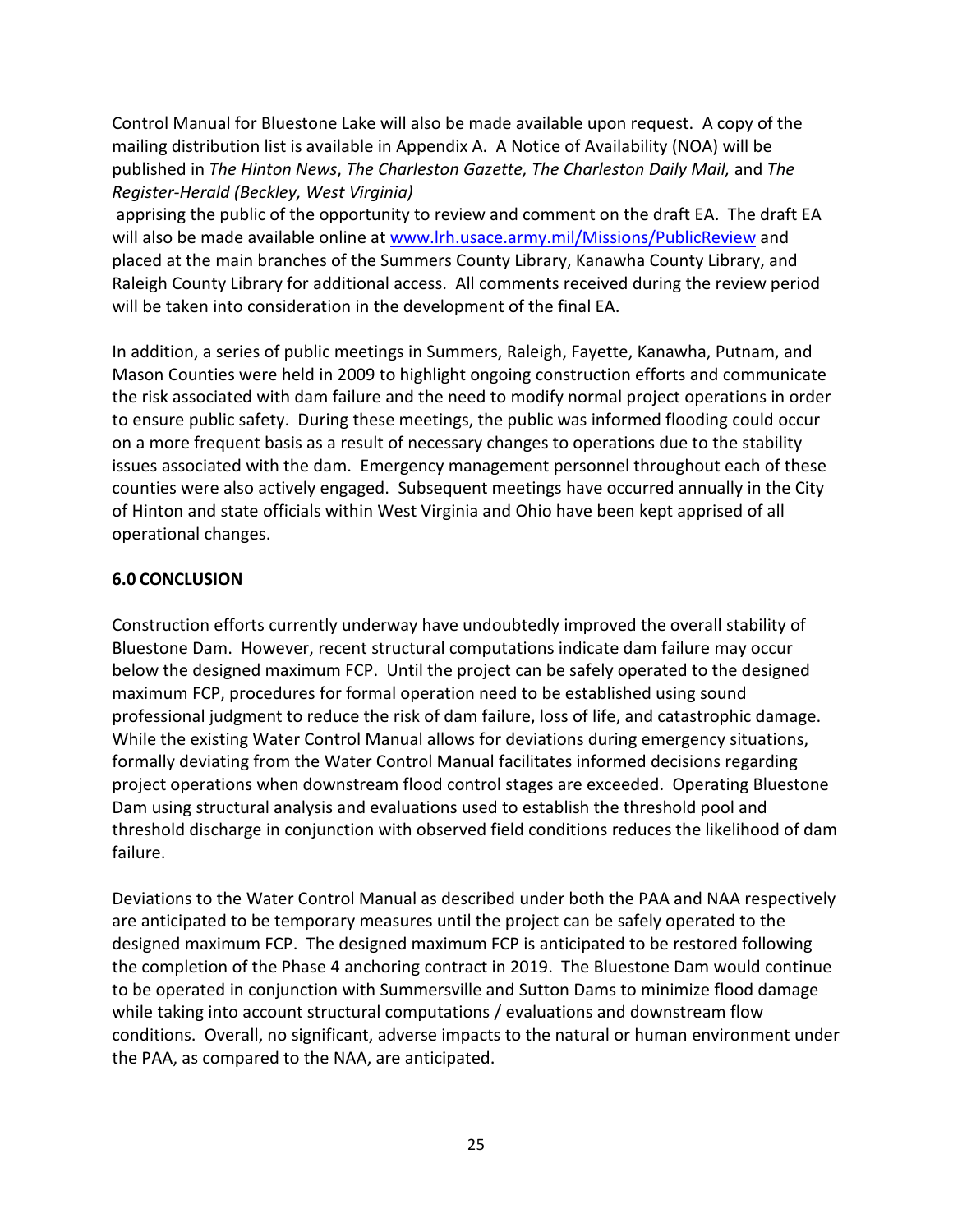Control Manual for Bluestone Lake will also be made available upon request. A copy of the mailing distribution list is available in Appendix A. A Notice of Availability (NOA) will be published in *The Hinton News*, *The Charleston Gazette, The Charleston Daily Mail,* and *The Register-Herald (Beckley, West Virginia)*

apprising the public of the opportunity to review and comment on the draft EA. The draft EA will also be made available online at [www.lrh.usace.army.mil/Missions/PublicReview](www.lrh.usace.army.mil/Missions/PublicReview) and placed at the main branches of the Summers County Library, Kanawha County Library, and Raleigh County Library for additional access. All comments received during the review period will be taken into consideration in the development of the final EA.

In addition, a series of public meetings in Summers, Raleigh, Fayette, Kanawha, Putnam, and Mason Counties were held in 2009 to highlight ongoing construction efforts and communicate the risk associated with dam failure and the need to modify normal project operations in order to ensure public safety. During these meetings, the public was informed flooding could occur on a more frequent basis as a result of necessary changes to operations due to the stability issues associated with the dam. Emergency management personnel throughout each of these counties were also actively engaged. Subsequent meetings have occurred annually in the City of Hinton and state officials within West Virginia and Ohio have been kept apprised of all operational changes.

## 6.0 CONCLUSION

Construction efforts currently underway have undoubtedly improved the overall stability of Bluestone Dam. However, recent structural computations indicate dam failure may occur below the designed maximum FCP. Until the project can be safely operated to the designed maximum FCP, procedures for formal operation need to be established using sound professional judgment to reduce the risk of dam failure, loss of life, and catastrophic damage. While the existing Water Control Manual allows for deviations during emergency situations, formally deviating from the Water Control Manual facilitates informed decisions regarding project operations when downstream flood control stages are exceeded. Operating Bluestone Dam using structural analysis and evaluations used to establish the threshold pool and threshold discharge in conjunction with observed field conditions reduces the likelihood of dam failure.

Deviations to the Water Control Manual as described under both the PAA and NAA respectively are anticipated to be temporary measures until the project can be safely operated to the designed maximum FCP. The designed maximum FCP is anticipated to be restored following the completion of the Phase 4 anchoring contract in 2019. The Bluestone Dam would continue to be operated in conjunction with Summersville and Sutton Dams to minimize flood damage while taking into account structural computations / evaluations and downstream flow conditions. Overall, no significant, adverse impacts to the natural or human environment under the PAA, as compared to the NAA, are anticipated.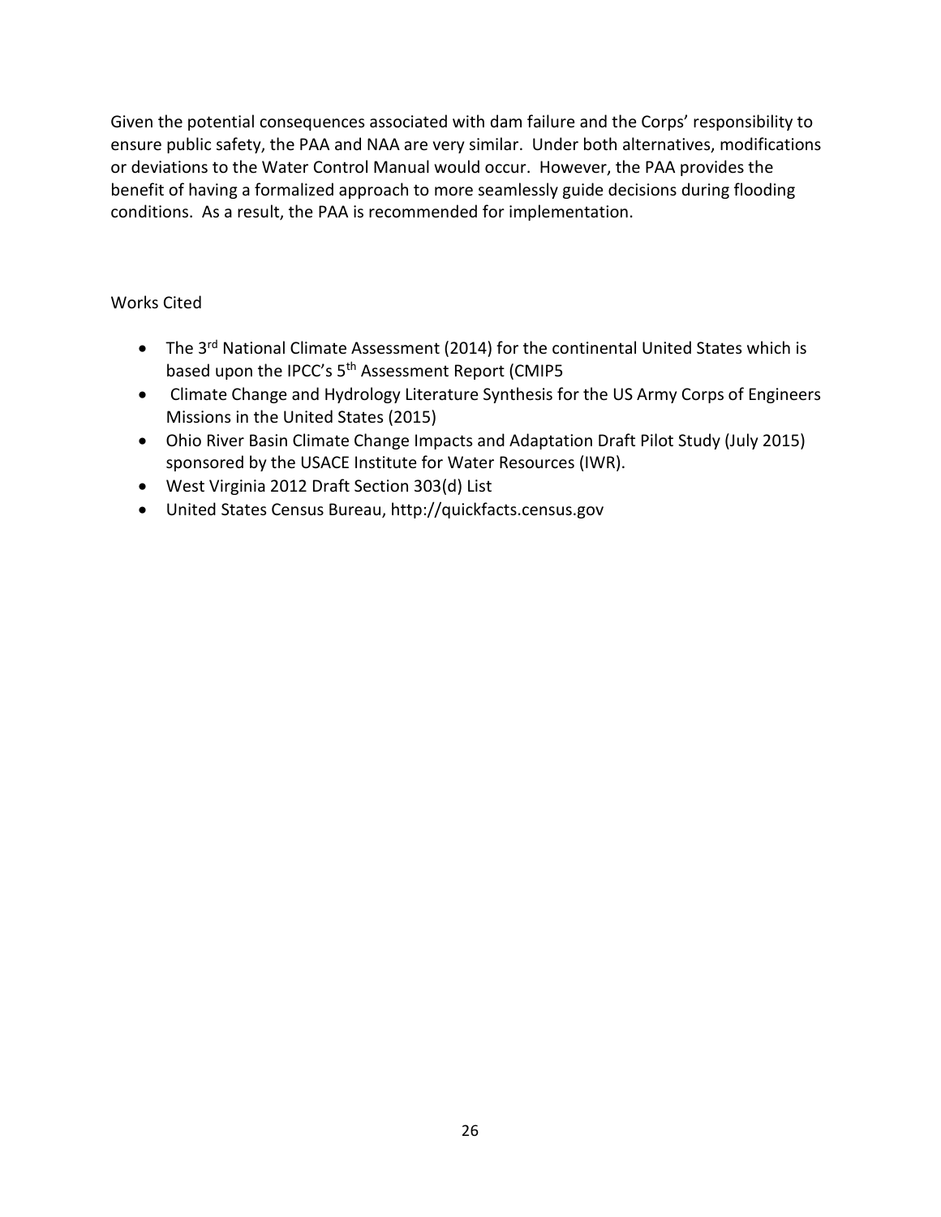Given the potential consequences associated with dam failure and the Corps' responsibility to ensure public safety, the PAA and NAA are very similar. Under both alternatives, modifications or deviations to the Water Control Manual would occur. However, the PAA provides the benefit of having a formalized approach to more seamlessly guide decisions during flooding conditions. As a result, the PAA is recommended for implementation.

Works Cited

- The 3rd National Climate Assessment (2014) for the continental United States which is based upon the IPCC's 5th Assessment Report (CMIP5
- Climate Change and Hydrology Literature Synthesis for the US Army Corps of Engineers Missions in the United States (2015)
- Ohio River Basin Climate Change Impacts and Adaptation Draft Pilot Study (July 2015) sponsored by the USACE Institute for Water Resources (IWR).
- West Virginia 2012 Draft Section 303(d) List
- United States Census Bureau, http://quickfacts.census.gov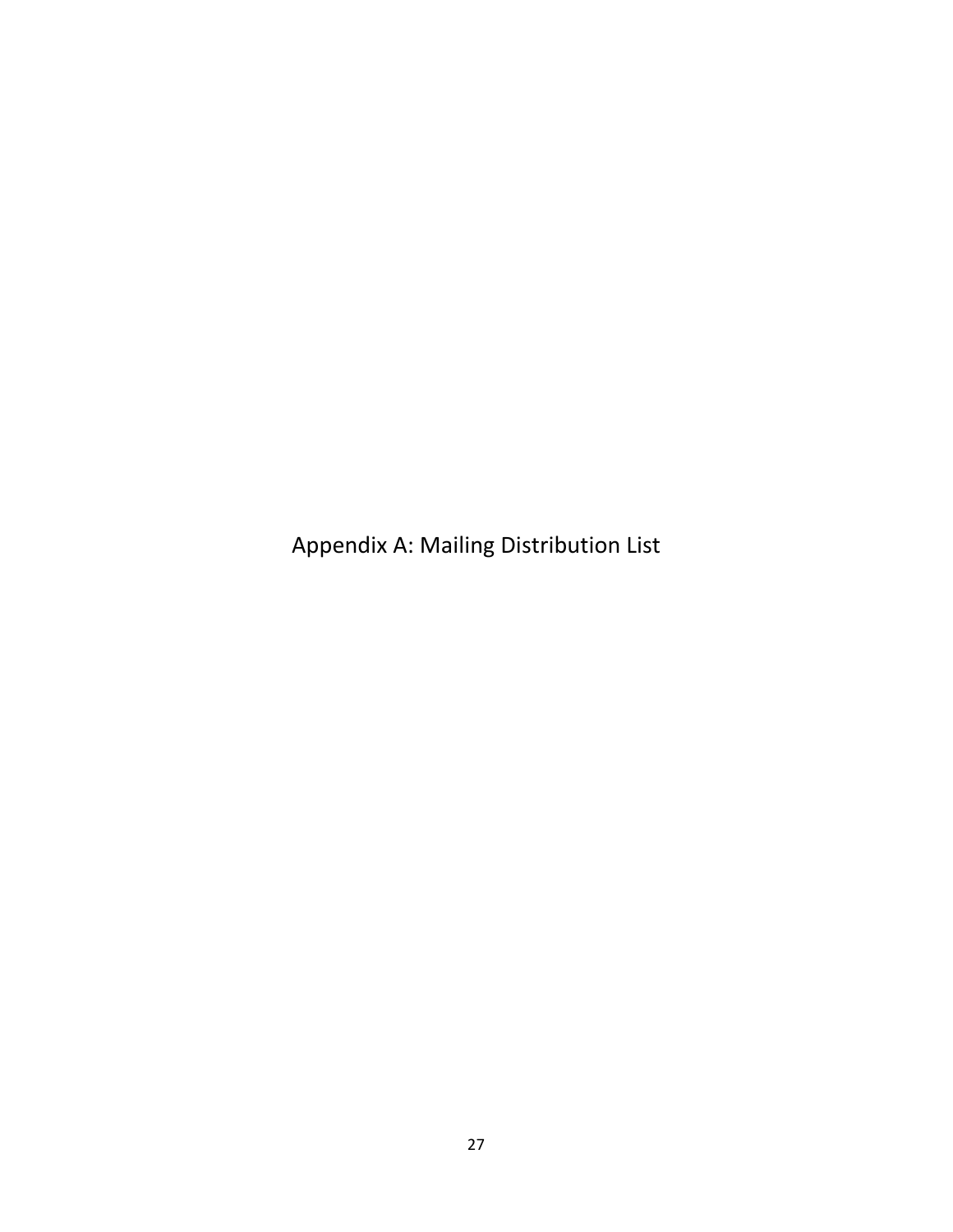# Appendix A: Mailing Distribution List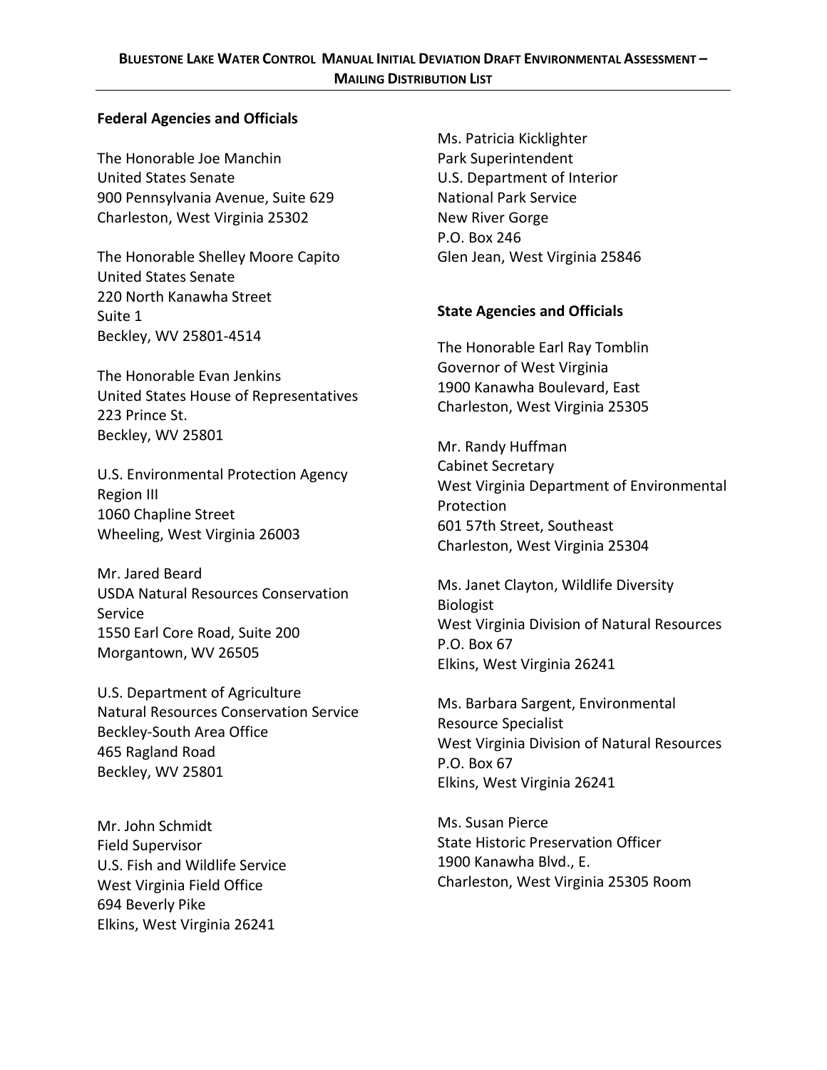**BLUESTONE LAKE WATER CONTROL MANUAL INITIAL DEVIATION DRAFT ENVIRONMENTAL ASSESSMENT – MAILING DISTRIBUTION LIST**

### Federal Agencies and Officials

The Honorable Joe Manchin
United States Senate
900 Pennsylvania Avenue, Suite 629
Charleston, West Virginia 25302

The Honorable Shelley Moore Capito
United States Senate
220 North Kanawha Street
Suite 1
Beckley, WV 25801-4514

The Honorable Evan Jenkins
United States House of Representatives
223 Prince St.
Beckley, WV 25801

U.S. Environmental Protection Agency
Region III
1060 Chapline Street
Wheeling, West Virginia 26003

Mr. Jared Beard
USDA Natural Resources Conservation Service
1550 Earl Core Road, Suite 200
Morgantown, WV 26505

U.S. Department of Agriculture
Natural Resources Conservation Service
Beckley-South Area Office
465 Ragland Road
Beckley, WV 25801

Mr. John Schmidt
Field Supervisor
U.S. Fish and Wildlife Service
West Virginia Field Office
694 Beverly Pike
Elkins, West Virginia 26241

Ms. Patricia Kicklighter
Park Superintendent
U.S. Department of Interior
National Park Service
New River Gorge
P.O. Box 246
Glen Jean, West Virginia 25846

### State Agencies and Officials

The Honorable Earl Ray Tomblin
Governor of West Virginia
1900 Kanawha Boulevard, East
Charleston, West Virginia 25305

Mr. Randy Huffman
Cabinet Secretary
West Virginia Department of Environmental Protection
601 57th Street, Southeast
Charleston, West Virginia 25304

Ms. Janet Clayton, Wildlife Diversity Biologist
West Virginia Division of Natural Resources
P.O. Box 67
Elkins, West Virginia 26241

Ms. Barbara Sargent, Environmental Resource Specialist
West Virginia Division of Natural Resources
P.O. Box 67
Elkins, West Virginia 26241

Ms. Susan Pierce
State Historic Preservation Officer
1900 Kanawha Blvd., E.
Charleston, West Virginia 25305 Room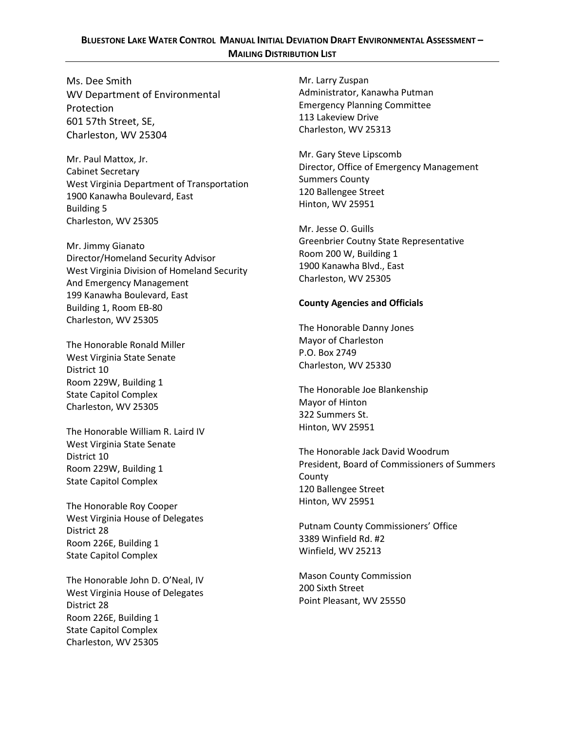Ms. Dee Smith
WV Department of Environmental Protection
601 57th Street, SE,
Charleston, WV 25304

Mr. Paul Mattox, Jr.
Cabinet Secretary
West Virginia Department of Transportation
1900 Kanawha Boulevard, East
Building 5
Charleston, WV 25305

Mr. Jimmy Gianato
Director/Homeland Security Advisor
West Virginia Division of Homeland Security And Emergency Management
199 Kanawha Boulevard, East
Building 1, Room EB-80
Charleston, WV 25305

The Honorable Ronald Miller
West Virginia State Senate
District 10
Room 229W, Building 1
State Capitol Complex
Charleston, WV 25305

The Honorable William R. Laird IV
West Virginia State Senate
District 10
Room 229W, Building 1
State Capitol Complex

The Honorable Roy Cooper
West Virginia House of Delegates
District 28
Room 226E, Building 1
State Capitol Complex

The Honorable John D. O'Neal, IV
West Virginia House of Delegates
District 28
Room 226E, Building 1
State Capitol Complex
Charleston, WV 25305

Mr. Larry Zuspan
Administrator, Kanawha Putman Emergency Planning Committee
113 Lakeview Drive
Charleston, WV 25313

Mr. Gary Steve Lipscomb
Director, Office of Emergency Management
Summers County
120 Ballengee Street
Hinton, WV 25951

Mr. Jesse O. Guills
Greenbrier Coutny State Representative
Room 200 W, Building 1
1900 Kanawha Blvd., East
Charleston, WV 25305

**County Agencies and Officials**

The Honorable Danny Jones
Mayor of Charleston
P.O. Box 2749
Charleston, WV 25330

The Honorable Joe Blankenship
Mayor of Hinton
322 Summers St.
Hinton, WV 25951

The Honorable Jack David Woodrum
President, Board of Commissioners of Summers County
120 Ballengee Street
Hinton, WV 25951

Putnam County Commissioners' Office
3389 Winfield Rd. #2
Winfield, WV 25213

Mason County Commission
200 Sixth Street
Point Pleasant, WV 25550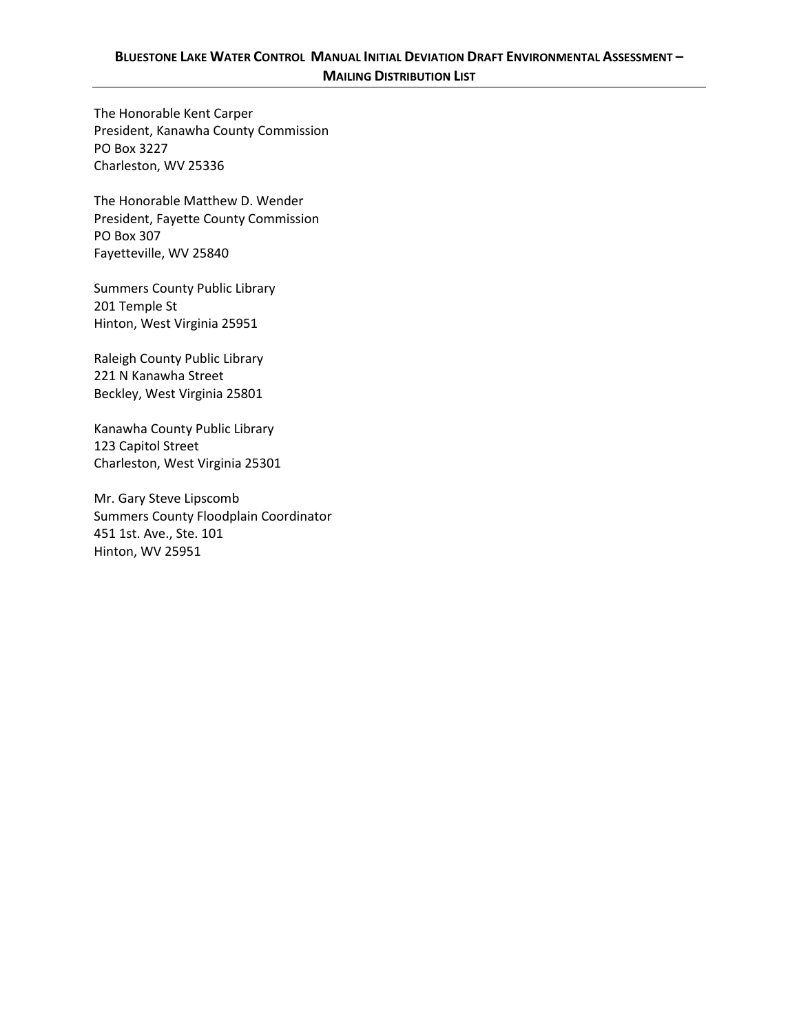The Honorable Kent Carper
President, Kanawha County Commission
PO Box 3227
Charleston, WV 25336

The Honorable Matthew D. Wender
President, Fayette County Commission
PO Box 307
Fayetteville, WV 25840

Summers County Public Library
201 Temple St
Hinton, West Virginia 25951

Raleigh County Public Library
221 N Kanawha Street
Beckley, West Virginia 25801

Kanawha County Public Library
123 Capitol Street
Charleston, West Virginia 25301

Mr. Gary Steve Lipscomb
Summers County Floodplain Coordinator
451 1st. Ave., Ste. 101
Hinton, WV 25951